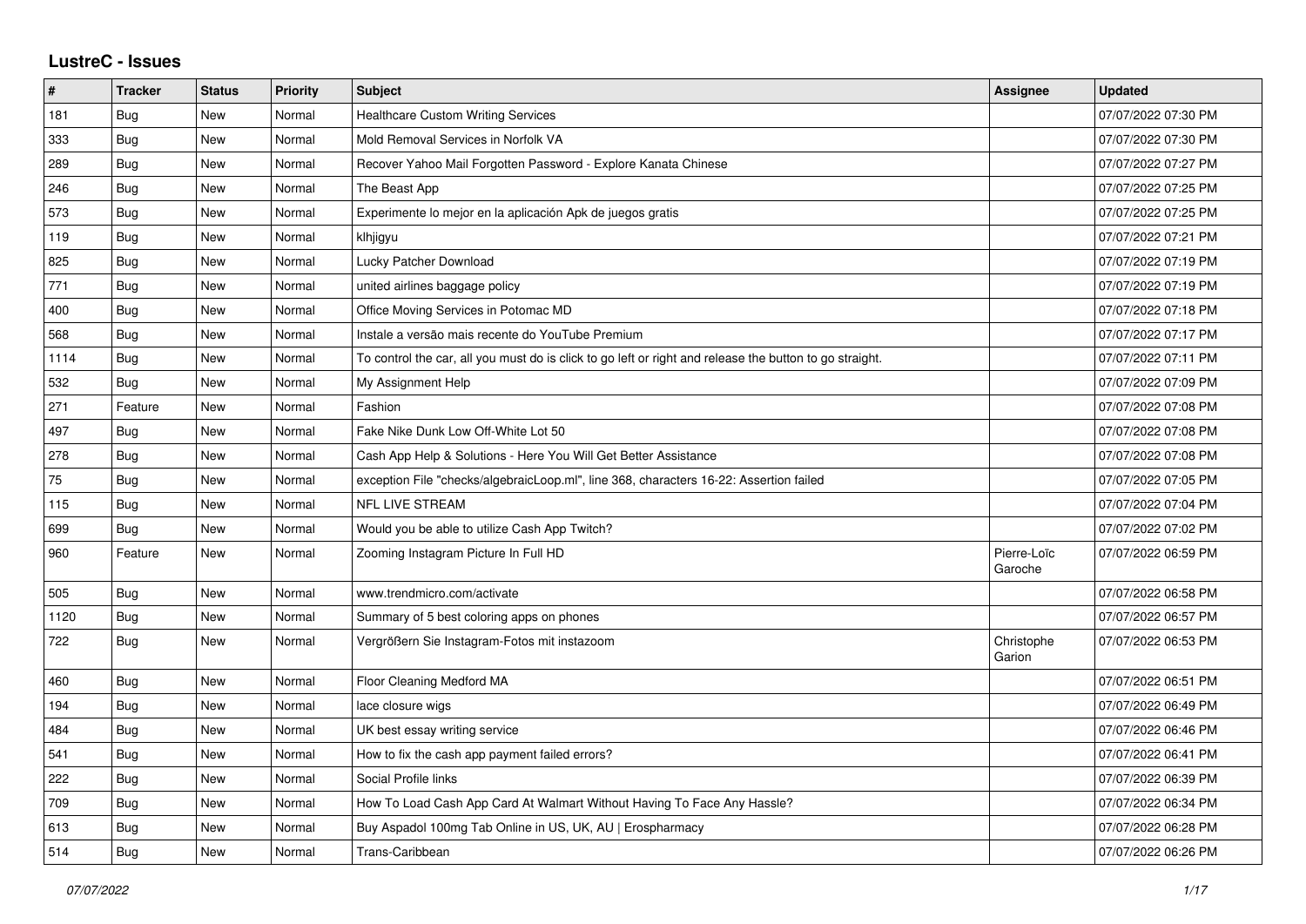# LustreC - Issues

| # | Tracker | Status | Priority | Subject | Assignee | Updated |
|---|---|---|---|---|---|---|
| 181 | Bug | New | Normal | Healthcare Custom Writing Services | | 07/07/2022 07:30 PM |
| 333 | Bug | New | Normal | Mold Removal Services in Norfolk VA | | 07/07/2022 07:30 PM |
| 289 | Bug | New | Normal | Recover Yahoo Mail Forgotten Password - Explore Kanata Chinese | | 07/07/2022 07:27 PM |
| 246 | Bug | New | Normal | The Beast App | | 07/07/2022 07:25 PM |
| 573 | Bug | New | Normal | Experimente lo mejor en la aplicación Apk de juegos gratis | | 07/07/2022 07:25 PM |
| 119 | Bug | New | Normal | klhjigyu | | 07/07/2022 07:21 PM |
| 825 | Bug | New | Normal | Lucky Patcher Download | | 07/07/2022 07:19 PM |
| 771 | Bug | New | Normal | united airlines baggage policy | | 07/07/2022 07:19 PM |
| 400 | Bug | New | Normal | Office Moving Services in Potomac MD | | 07/07/2022 07:18 PM |
| 568 | Bug | New | Normal | Instale a versão mais recente do YouTube Premium | | 07/07/2022 07:17 PM |
| 1114 | Bug | New | Normal | To control the car, all you must do is click to go left or right and release the button to go straight. | | 07/07/2022 07:11 PM |
| 532 | Bug | New | Normal | My Assignment Help | | 07/07/2022 07:09 PM |
| 271 | Feature | New | Normal | Fashion | | 07/07/2022 07:08 PM |
| 497 | Bug | New | Normal | Fake Nike Dunk Low Off-White Lot 50 | | 07/07/2022 07:08 PM |
| 278 | Bug | New | Normal | Cash App Help & Solutions - Here You Will Get Better Assistance | | 07/07/2022 07:08 PM |
| 75 | Bug | New | Normal | exception File "checks/algebraicLoop.ml", line 368, characters 16-22: Assertion failed | | 07/07/2022 07:05 PM |
| 115 | Bug | New | Normal | NFL LIVE STREAM | | 07/07/2022 07:04 PM |
| 699 | Bug | New | Normal | Would you be able to utilize Cash App Twitch? | | 07/07/2022 07:02 PM |
| 960 | Feature | New | Normal | Zooming Instagram Picture In Full HD | Pierre-Loïc Garoche | 07/07/2022 06:59 PM |
| 505 | Bug | New | Normal | www.trendmicro.com/activate | | 07/07/2022 06:58 PM |
| 1120 | Bug | New | Normal | Summary of 5 best coloring apps on phones | | 07/07/2022 06:57 PM |
| 722 | Bug | New | Normal | Vergrößern Sie Instagram-Fotos mit instazoom | Christophe Garion | 07/07/2022 06:53 PM |
| 460 | Bug | New | Normal | Floor Cleaning Medford MA | | 07/07/2022 06:51 PM |
| 194 | Bug | New | Normal | lace closure wigs | | 07/07/2022 06:49 PM |
| 484 | Bug | New | Normal | UK best essay writing service | | 07/07/2022 06:46 PM |
| 541 | Bug | New | Normal | How to fix the cash app payment failed errors? | | 07/07/2022 06:41 PM |
| 222 | Bug | New | Normal | Social Profile links | | 07/07/2022 06:39 PM |
| 709 | Bug | New | Normal | How To Load Cash App Card At Walmart Without Having To Face Any Hassle? | | 07/07/2022 06:34 PM |
| 613 | Bug | New | Normal | Buy Aspadol 100mg Tab Online in US, UK, AU \| Erospharmacy | | 07/07/2022 06:28 PM |
| 514 | Bug | New | Normal | Trans-Caribbean | | 07/07/2022 06:26 PM |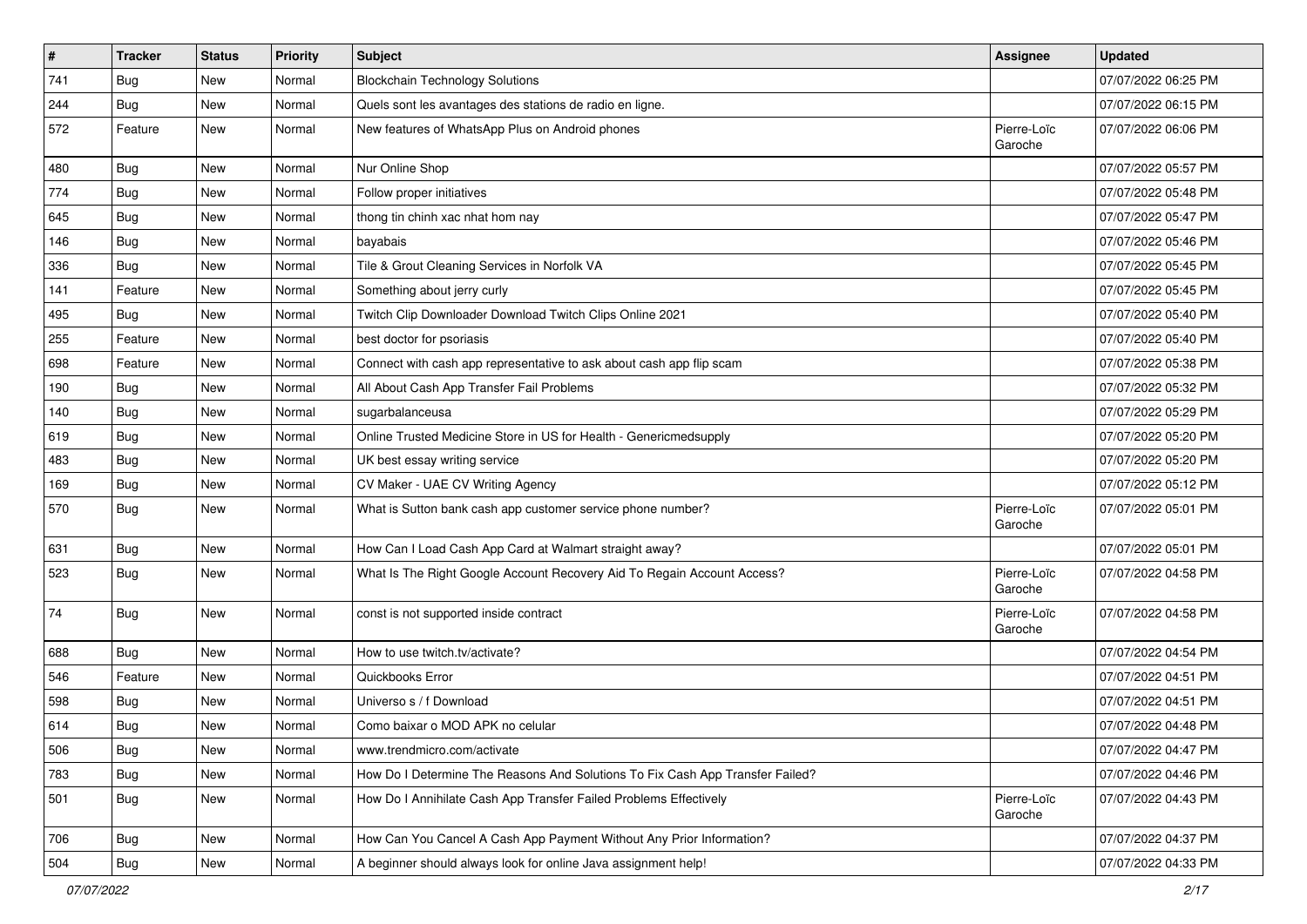| # | Tracker | Status | Priority | Subject | Assignee | Updated |
|---|---|---|---|---|---|---|
| 741 | Bug | New | Normal | Blockchain Technology Solutions | | 07/07/2022 06:25 PM |
| 244 | Bug | New | Normal | Quels sont les avantages des stations de radio en ligne. | | 07/07/2022 06:15 PM |
| 572 | Feature | New | Normal | New features of WhatsApp Plus on Android phones | Pierre-Loïc Garoche | 07/07/2022 06:06 PM |
| 480 | Bug | New | Normal | Nur Online Shop | | 07/07/2022 05:57 PM |
| 774 | Bug | New | Normal | Follow proper initiatives | | 07/07/2022 05:48 PM |
| 645 | Bug | New | Normal | thong tin chinh xac nhat hom nay | | 07/07/2022 05:47 PM |
| 146 | Bug | New | Normal | bayabais | | 07/07/2022 05:46 PM |
| 336 | Bug | New | Normal | Tile & Grout Cleaning Services in Norfolk VA | | 07/07/2022 05:45 PM |
| 141 | Feature | New | Normal | Something about jerry curly | | 07/07/2022 05:45 PM |
| 495 | Bug | New | Normal | Twitch Clip Downloader Download Twitch Clips Online 2021 | | 07/07/2022 05:40 PM |
| 255 | Feature | New | Normal | best doctor for psoriasis | | 07/07/2022 05:40 PM |
| 698 | Feature | New | Normal | Connect with cash app representative to ask about cash app flip scam | | 07/07/2022 05:38 PM |
| 190 | Bug | New | Normal | All About Cash App Transfer Fail Problems | | 07/07/2022 05:32 PM |
| 140 | Bug | New | Normal | sugarbalanceusa | | 07/07/2022 05:29 PM |
| 619 | Bug | New | Normal | Online Trusted Medicine Store in US for Health - Genericmedsupply | | 07/07/2022 05:20 PM |
| 483 | Bug | New | Normal | UK best essay writing service | | 07/07/2022 05:20 PM |
| 169 | Bug | New | Normal | CV Maker - UAE CV Writing Agency | | 07/07/2022 05:12 PM |
| 570 | Bug | New | Normal | What is Sutton bank cash app customer service phone number? | Pierre-Loïc Garoche | 07/07/2022 05:01 PM |
| 631 | Bug | New | Normal | How Can I Load Cash App Card at Walmart straight away? | | 07/07/2022 05:01 PM |
| 523 | Bug | New | Normal | What Is The Right Google Account Recovery Aid To Regain Account Access? | Pierre-Loïc Garoche | 07/07/2022 04:58 PM |
| 74 | Bug | New | Normal | const is not supported inside contract | Pierre-Loïc Garoche | 07/07/2022 04:58 PM |
| 688 | Bug | New | Normal | How to use twitch.tv/activate? | | 07/07/2022 04:54 PM |
| 546 | Feature | New | Normal | Quickbooks Error | | 07/07/2022 04:51 PM |
| 598 | Bug | New | Normal | Universo s / f Download | | 07/07/2022 04:51 PM |
| 614 | Bug | New | Normal | Como baixar o MOD APK no celular | | 07/07/2022 04:48 PM |
| 506 | Bug | New | Normal | www.trendmicro.com/activate | | 07/07/2022 04:47 PM |
| 783 | Bug | New | Normal | How Do I Determine The Reasons And Solutions To Fix Cash App Transfer Failed? | | 07/07/2022 04:46 PM |
| 501 | Bug | New | Normal | How Do I Annihilate Cash App Transfer Failed Problems Effectively | Pierre-Loïc Garoche | 07/07/2022 04:43 PM |
| 706 | Bug | New | Normal | How Can You Cancel A Cash App Payment Without Any Prior Information? | | 07/07/2022 04:37 PM |
| 504 | Bug | New | Normal | A beginner should always look for online Java assignment help! | | 07/07/2022 04:33 PM |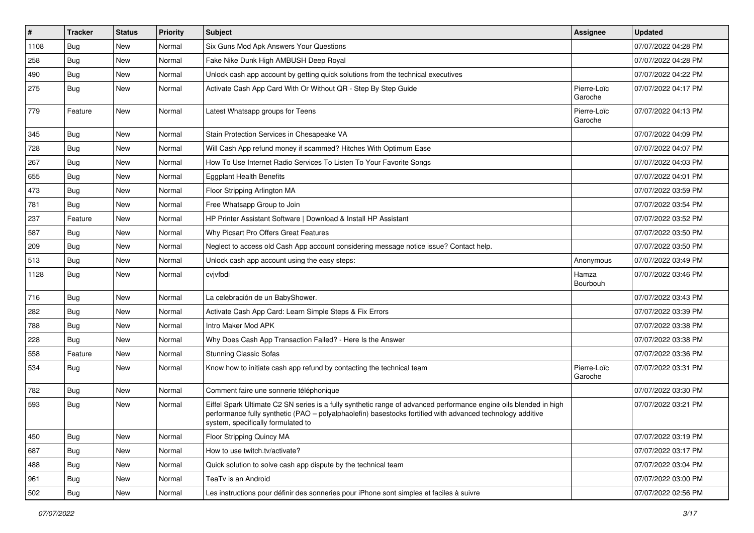| # | Tracker | Status | Priority | Subject | Assignee | Updated |
| --- | --- | --- | --- | --- | --- | --- |
| 1108 | Bug | New | Normal | Six Guns Mod Apk Answers Your Questions | | 07/07/2022 04:28 PM |
| 258 | Bug | New | Normal | Fake Nike Dunk High AMBUSH Deep Royal | | 07/07/2022 04:28 PM |
| 490 | Bug | New | Normal | Unlock cash app account by getting quick solutions from the technical executives | | 07/07/2022 04:22 PM |
| 275 | Bug | New | Normal | Activate Cash App Card With Or Without QR - Step By Step Guide | Pierre-Loïc Garoche | 07/07/2022 04:17 PM |
| 779 | Feature | New | Normal | Latest Whatsapp groups for Teens | Pierre-Loïc Garoche | 07/07/2022 04:13 PM |
| 345 | Bug | New | Normal | Stain Protection Services in Chesapeake VA | | 07/07/2022 04:09 PM |
| 728 | Bug | New | Normal | Will Cash App refund money if scammed? Hitches With Optimum Ease | | 07/07/2022 04:07 PM |
| 267 | Bug | New | Normal | How To Use Internet Radio Services To Listen To Your Favorite Songs | | 07/07/2022 04:03 PM |
| 655 | Bug | New | Normal | Eggplant Health Benefits | | 07/07/2022 04:01 PM |
| 473 | Bug | New | Normal | Floor Stripping Arlington MA | | 07/07/2022 03:59 PM |
| 781 | Bug | New | Normal | Free Whatsapp Group to Join | | 07/07/2022 03:54 PM |
| 237 | Feature | New | Normal | HP Printer Assistant Software \| Download & Install HP Assistant | | 07/07/2022 03:52 PM |
| 587 | Bug | New | Normal | Why Picsart Pro Offers Great Features | | 07/07/2022 03:50 PM |
| 209 | Bug | New | Normal | Neglect to access old Cash App account considering message notice issue? Contact help. | | 07/07/2022 03:50 PM |
| 513 | Bug | New | Normal | Unlock cash app account using the easy steps: | Anonymous | 07/07/2022 03:49 PM |
| 1128 | Bug | New | Normal | cvjvfbdi | Hamza Bourbouh | 07/07/2022 03:46 PM |
| 716 | Bug | New | Normal | La celebración de un BabyShower. | | 07/07/2022 03:43 PM |
| 282 | Bug | New | Normal | Activate Cash App Card: Learn Simple Steps & Fix Errors | | 07/07/2022 03:39 PM |
| 788 | Bug | New | Normal | Intro Maker Mod APK | | 07/07/2022 03:38 PM |
| 228 | Bug | New | Normal | Why Does Cash App Transaction Failed? - Here Is the Answer | | 07/07/2022 03:38 PM |
| 558 | Feature | New | Normal | Stunning Classic Sofas | | 07/07/2022 03:36 PM |
| 534 | Bug | New | Normal | Know how to initiate cash app refund by contacting the technical team | Pierre-Loïc Garoche | 07/07/2022 03:31 PM |
| 782 | Bug | New | Normal | Comment faire une sonnerie téléphonique | | 07/07/2022 03:30 PM |
| 593 | Bug | New | Normal | Eiffel Spark Ultimate C2 SN series is a fully synthetic range of advanced performance engine oils blended in high performance fully synthetic (PAO – polyalphaolefin) basestocks fortified with advanced technology additive system, specifically formulated to | | 07/07/2022 03:21 PM |
| 450 | Bug | New | Normal | Floor Stripping Quincy MA | | 07/07/2022 03:19 PM |
| 687 | Bug | New | Normal | How to use twitch.tv/activate? | | 07/07/2022 03:17 PM |
| 488 | Bug | New | Normal | Quick solution to solve cash app dispute by the technical team | | 07/07/2022 03:04 PM |
| 961 | Bug | New | Normal | TeaTv is an Android | | 07/07/2022 03:00 PM |
| 502 | Bug | New | Normal | Les instructions pour définir des sonneries pour iPhone sont simples et faciles à suivre | | 07/07/2022 02:56 PM |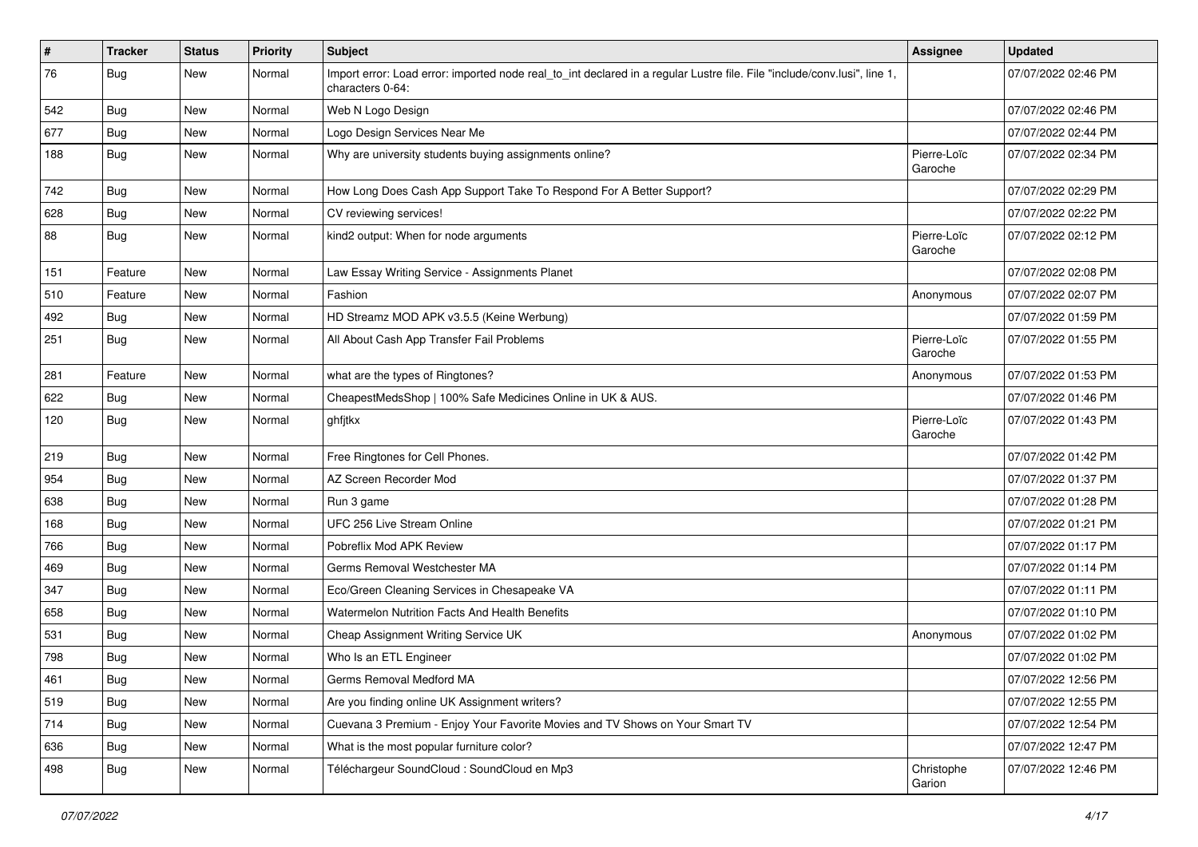| # | Tracker | Status | Priority | Subject | Assignee | Updated |
|---|---|---|---|---|---|---|
| 76 | Bug | New | Normal | Import error: Load error: imported node real_to_int declared in a regular Lustre file. File "include/conv.lusi", line 1, characters 0-64: | | 07/07/2022 02:46 PM |
| 542 | Bug | New | Normal | Web N Logo Design | | 07/07/2022 02:46 PM |
| 677 | Bug | New | Normal | Logo Design Services Near Me | | 07/07/2022 02:44 PM |
| 188 | Bug | New | Normal | Why are university students buying assignments online? | Pierre-Loïc Garoche | 07/07/2022 02:34 PM |
| 742 | Bug | New | Normal | How Long Does Cash App Support Take To Respond For A Better Support? | | 07/07/2022 02:29 PM |
| 628 | Bug | New | Normal | CV reviewing services! | | 07/07/2022 02:22 PM |
| 88 | Bug | New | Normal | kind2 output: When for node arguments | Pierre-Loïc Garoche | 07/07/2022 02:12 PM |
| 151 | Feature | New | Normal | Law Essay Writing Service - Assignments Planet | | 07/07/2022 02:08 PM |
| 510 | Feature | New | Normal | Fashion | Anonymous | 07/07/2022 02:07 PM |
| 492 | Bug | New | Normal | HD Streamz MOD APK v3.5.5 (Keine Werbung) | | 07/07/2022 01:59 PM |
| 251 | Bug | New | Normal | All About Cash App Transfer Fail Problems | Pierre-Loïc Garoche | 07/07/2022 01:55 PM |
| 281 | Feature | New | Normal | what are the types of Ringtones? | Anonymous | 07/07/2022 01:53 PM |
| 622 | Bug | New | Normal | CheapestMedsShop \| 100% Safe Medicines Online in UK & AUS. | | 07/07/2022 01:46 PM |
| 120 | Bug | New | Normal | ghfjtkx | Pierre-Loïc Garoche | 07/07/2022 01:43 PM |
| 219 | Bug | New | Normal | Free Ringtones for Cell Phones. | | 07/07/2022 01:42 PM |
| 954 | Bug | New | Normal | AZ Screen Recorder Mod | | 07/07/2022 01:37 PM |
| 638 | Bug | New | Normal | Run 3 game | | 07/07/2022 01:28 PM |
| 168 | Bug | New | Normal | UFC 256 Live Stream Online | | 07/07/2022 01:21 PM |
| 766 | Bug | New | Normal | Pobreflix Mod APK Review | | 07/07/2022 01:17 PM |
| 469 | Bug | New | Normal | Germs Removal Westchester MA | | 07/07/2022 01:14 PM |
| 347 | Bug | New | Normal | Eco/Green Cleaning Services in Chesapeake VA | | 07/07/2022 01:11 PM |
| 658 | Bug | New | Normal | Watermelon Nutrition Facts And Health Benefits | | 07/07/2022 01:10 PM |
| 531 | Bug | New | Normal | Cheap Assignment Writing Service UK | Anonymous | 07/07/2022 01:02 PM |
| 798 | Bug | New | Normal | Who Is an ETL Engineer | | 07/07/2022 01:02 PM |
| 461 | Bug | New | Normal | Germs Removal Medford MA | | 07/07/2022 12:56 PM |
| 519 | Bug | New | Normal | Are you finding online UK Assignment writers? | | 07/07/2022 12:55 PM |
| 714 | Bug | New | Normal | Cuevana 3 Premium - Enjoy Your Favorite Movies and TV Shows on Your Smart TV | | 07/07/2022 12:54 PM |
| 636 | Bug | New | Normal | What is the most popular furniture color? | | 07/07/2022 12:47 PM |
| 498 | Bug | New | Normal | Téléchargeur SoundCloud : SoundCloud en Mp3 | Christophe Garion | 07/07/2022 12:46 PM |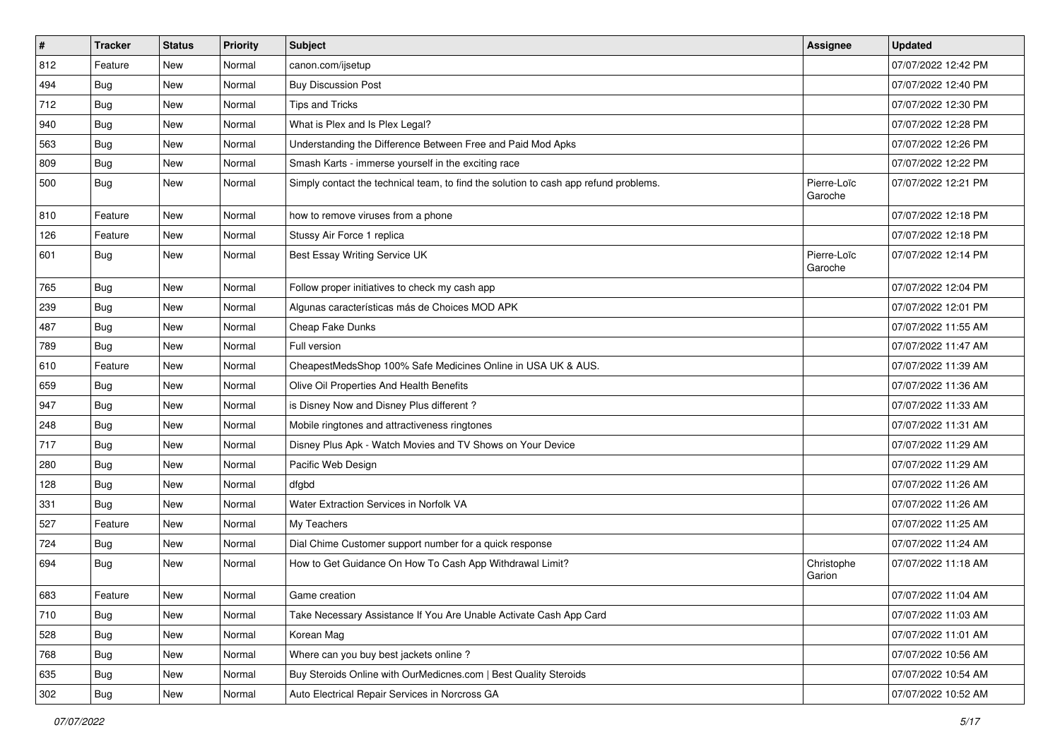| # | Tracker | Status | Priority | Subject | Assignee | Updated |
|---|---|---|---|---|---|---|
| 812 | Feature | New | Normal | canon.com/ijsetup | | 07/07/2022 12:42 PM |
| 494 | Bug | New | Normal | Buy Discussion Post | | 07/07/2022 12:40 PM |
| 712 | Bug | New | Normal | Tips and Tricks | | 07/07/2022 12:30 PM |
| 940 | Bug | New | Normal | What is Plex and Is Plex Legal? | | 07/07/2022 12:28 PM |
| 563 | Bug | New | Normal | Understanding the Difference Between Free and Paid Mod Apks | | 07/07/2022 12:26 PM |
| 809 | Bug | New | Normal | Smash Karts - immerse yourself in the exciting race | | 07/07/2022 12:22 PM |
| 500 | Bug | New | Normal | Simply contact the technical team, to find the solution to cash app refund problems. | Pierre-Loïc Garoche | 07/07/2022 12:21 PM |
| 810 | Feature | New | Normal | how to remove viruses from a phone | | 07/07/2022 12:18 PM |
| 126 | Feature | New | Normal | Stussy Air Force 1 replica | | 07/07/2022 12:18 PM |
| 601 | Bug | New | Normal | Best Essay Writing Service UK | Pierre-Loïc Garoche | 07/07/2022 12:14 PM |
| 765 | Bug | New | Normal | Follow proper initiatives to check my cash app | | 07/07/2022 12:04 PM |
| 239 | Bug | New | Normal | Algunas características más de Choices MOD APK | | 07/07/2022 12:01 PM |
| 487 | Bug | New | Normal | Cheap Fake Dunks | | 07/07/2022 11:55 AM |
| 789 | Bug | New | Normal | Full version | | 07/07/2022 11:47 AM |
| 610 | Feature | New | Normal | CheapestMedsShop 100% Safe Medicines Online in USA UK & AUS. | | 07/07/2022 11:39 AM |
| 659 | Bug | New | Normal | Olive Oil Properties And Health Benefits | | 07/07/2022 11:36 AM |
| 947 | Bug | New | Normal | is Disney Now and Disney Plus different ? | | 07/07/2022 11:33 AM |
| 248 | Bug | New | Normal | Mobile ringtones and attractiveness ringtones | | 07/07/2022 11:31 AM |
| 717 | Bug | New | Normal | Disney Plus Apk - Watch Movies and TV Shows on Your Device | | 07/07/2022 11:29 AM |
| 280 | Bug | New | Normal | Pacific Web Design | | 07/07/2022 11:29 AM |
| 128 | Bug | New | Normal | dfgbd | | 07/07/2022 11:26 AM |
| 331 | Bug | New | Normal | Water Extraction Services in Norfolk VA | | 07/07/2022 11:26 AM |
| 527 | Feature | New | Normal | My Teachers | | 07/07/2022 11:25 AM |
| 724 | Bug | New | Normal | Dial Chime Customer support number for a quick response | | 07/07/2022 11:24 AM |
| 694 | Bug | New | Normal | How to Get Guidance On How To Cash App Withdrawal Limit? | Christophe Garion | 07/07/2022 11:18 AM |
| 683 | Feature | New | Normal | Game creation | | 07/07/2022 11:04 AM |
| 710 | Bug | New | Normal | Take Necessary Assistance If You Are Unable Activate Cash App Card | | 07/07/2022 11:03 AM |
| 528 | Bug | New | Normal | Korean Mag | | 07/07/2022 11:01 AM |
| 768 | Bug | New | Normal | Where can you buy best jackets online ? | | 07/07/2022 10:56 AM |
| 635 | Bug | New | Normal | Buy Steroids Online with OurMedicnes.com \| Best Quality Steroids | | 07/07/2022 10:54 AM |
| 302 | Bug | New | Normal | Auto Electrical Repair Services in Norcross GA | | 07/07/2022 10:52 AM |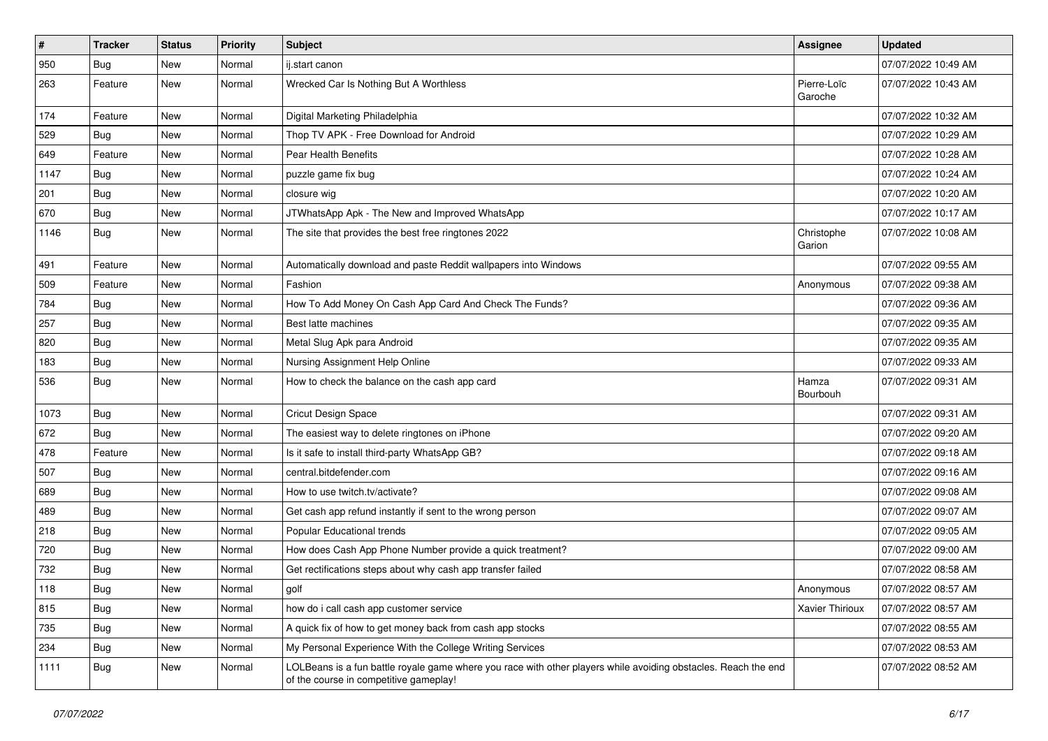| # | Tracker | Status | Priority | Subject | Assignee | Updated |
|---|---|---|---|---|---|---|
| 950 | Bug | New | Normal | ij.start canon | | 07/07/2022 10:49 AM |
| 263 | Feature | New | Normal | Wrecked Car Is Nothing But A Worthless | Pierre-Loïc Garoche | 07/07/2022 10:43 AM |
| 174 | Feature | New | Normal | Digital Marketing Philadelphia | | 07/07/2022 10:32 AM |
| 529 | Bug | New | Normal | Thop TV APK - Free Download for Android | | 07/07/2022 10:29 AM |
| 649 | Feature | New | Normal | Pear Health Benefits | | 07/07/2022 10:28 AM |
| 1147 | Bug | New | Normal | puzzle game fix bug | | 07/07/2022 10:24 AM |
| 201 | Bug | New | Normal | closure wig | | 07/07/2022 10:20 AM |
| 670 | Bug | New | Normal | JTWhatsApp Apk - The New and Improved WhatsApp | | 07/07/2022 10:17 AM |
| 1146 | Bug | New | Normal | The site that provides the best free ringtones 2022 | Christophe Garion | 07/07/2022 10:08 AM |
| 491 | Feature | New | Normal | Automatically download and paste Reddit wallpapers into Windows | | 07/07/2022 09:55 AM |
| 509 | Feature | New | Normal | Fashion | Anonymous | 07/07/2022 09:38 AM |
| 784 | Bug | New | Normal | How To Add Money On Cash App Card And Check The Funds? | | 07/07/2022 09:36 AM |
| 257 | Bug | New | Normal | Best latte machines | | 07/07/2022 09:35 AM |
| 820 | Bug | New | Normal | Metal Slug Apk para Android | | 07/07/2022 09:35 AM |
| 183 | Bug | New | Normal | Nursing Assignment Help Online | | 07/07/2022 09:33 AM |
| 536 | Bug | New | Normal | How to check the balance on the cash app card | Hamza Bourbouh | 07/07/2022 09:31 AM |
| 1073 | Bug | New | Normal | Cricut Design Space | | 07/07/2022 09:31 AM |
| 672 | Bug | New | Normal | The easiest way to delete ringtones on iPhone | | 07/07/2022 09:20 AM |
| 478 | Feature | New | Normal | Is it safe to install third-party WhatsApp GB? | | 07/07/2022 09:18 AM |
| 507 | Bug | New | Normal | central.bitdefender.com | | 07/07/2022 09:16 AM |
| 689 | Bug | New | Normal | How to use twitch.tv/activate? | | 07/07/2022 09:08 AM |
| 489 | Bug | New | Normal | Get cash app refund instantly if sent to the wrong person | | 07/07/2022 09:07 AM |
| 218 | Bug | New | Normal | Popular Educational trends | | 07/07/2022 09:05 AM |
| 720 | Bug | New | Normal | How does Cash App Phone Number provide a quick treatment? | | 07/07/2022 09:00 AM |
| 732 | Bug | New | Normal | Get rectifications steps about why cash app transfer failed | | 07/07/2022 08:58 AM |
| 118 | Bug | New | Normal | golf | Anonymous | 07/07/2022 08:57 AM |
| 815 | Bug | New | Normal | how do i call cash app customer service | Xavier Thirioux | 07/07/2022 08:57 AM |
| 735 | Bug | New | Normal | A quick fix of how to get money back from cash app stocks | | 07/07/2022 08:55 AM |
| 234 | Bug | New | Normal | My Personal Experience With the College Writing Services | | 07/07/2022 08:53 AM |
| 1111 | Bug | New | Normal | LOLBeans is a fun battle royale game where you race with other players while avoiding obstacles. Reach the end of the course in competitive gameplay! | | 07/07/2022 08:52 AM |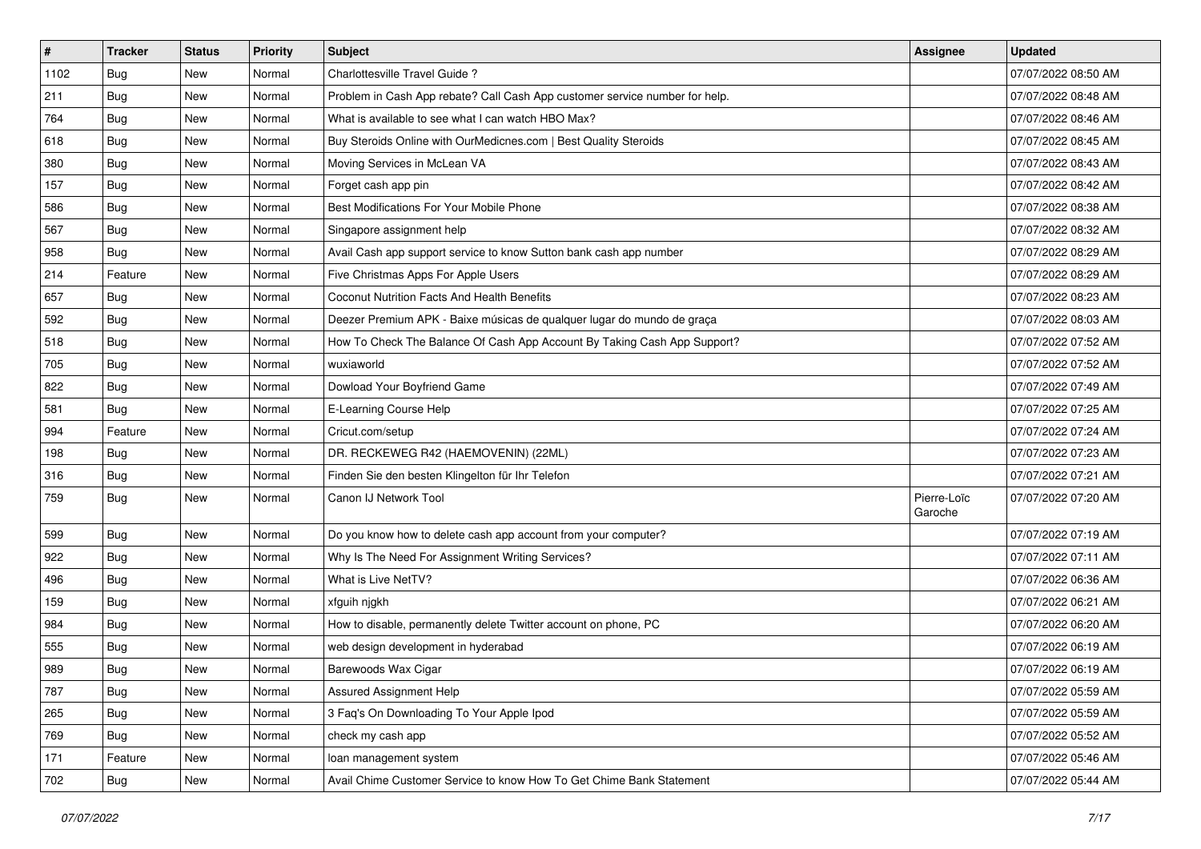| # | Tracker | Status | Priority | Subject | Assignee | Updated |
|---|---|---|---|---|---|---|
| 1102 | Bug | New | Normal | Charlottesville Travel Guide ? | | 07/07/2022 08:50 AM |
| 211 | Bug | New | Normal | Problem in Cash App rebate? Call Cash App customer service number for help. | | 07/07/2022 08:48 AM |
| 764 | Bug | New | Normal | What is available to see what I can watch HBO Max? | | 07/07/2022 08:46 AM |
| 618 | Bug | New | Normal | Buy Steroids Online with OurMedicnes.com \| Best Quality Steroids | | 07/07/2022 08:45 AM |
| 380 | Bug | New | Normal | Moving Services in McLean VA | | 07/07/2022 08:43 AM |
| 157 | Bug | New | Normal | Forget cash app pin | | 07/07/2022 08:42 AM |
| 586 | Bug | New | Normal | Best Modifications For Your Mobile Phone | | 07/07/2022 08:38 AM |
| 567 | Bug | New | Normal | Singapore assignment help | | 07/07/2022 08:32 AM |
| 958 | Bug | New | Normal | Avail Cash app support service to know Sutton bank cash app number | | 07/07/2022 08:29 AM |
| 214 | Feature | New | Normal | Five Christmas Apps For Apple Users | | 07/07/2022 08:29 AM |
| 657 | Bug | New | Normal | Coconut Nutrition Facts And Health Benefits | | 07/07/2022 08:23 AM |
| 592 | Bug | New | Normal | Deezer Premium APK - Baixe músicas de qualquer lugar do mundo de graça | | 07/07/2022 08:03 AM |
| 518 | Bug | New | Normal | How To Check The Balance Of Cash App Account By Taking Cash App Support? | | 07/07/2022 07:52 AM |
| 705 | Bug | New | Normal | wuxiaworld | | 07/07/2022 07:52 AM |
| 822 | Bug | New | Normal | Dowload Your Boyfriend Game | | 07/07/2022 07:49 AM |
| 581 | Bug | New | Normal | E-Learning Course Help | | 07/07/2022 07:25 AM |
| 994 | Feature | New | Normal | Cricut.com/setup | | 07/07/2022 07:24 AM |
| 198 | Bug | New | Normal | DR. RECKEWEG R42 (HAEMOVENIN) (22ML) | | 07/07/2022 07:23 AM |
| 316 | Bug | New | Normal | Finden Sie den besten Klingelton für Ihr Telefon | | 07/07/2022 07:21 AM |
| 759 | Bug | New | Normal | Canon IJ Network Tool | Pierre-Loïc Garoche | 07/07/2022 07:20 AM |
| 599 | Bug | New | Normal | Do you know how to delete cash app account from your computer? | | 07/07/2022 07:19 AM |
| 922 | Bug | New | Normal | Why Is The Need For Assignment Writing Services? | | 07/07/2022 07:11 AM |
| 496 | Bug | New | Normal | What is Live NetTV? | | 07/07/2022 06:36 AM |
| 159 | Bug | New | Normal | xfguih njgkh | | 07/07/2022 06:21 AM |
| 984 | Bug | New | Normal | How to disable, permanently delete Twitter account on phone, PC | | 07/07/2022 06:20 AM |
| 555 | Bug | New | Normal | web design development in hyderabad | | 07/07/2022 06:19 AM |
| 989 | Bug | New | Normal | Barewoods Wax Cigar | | 07/07/2022 06:19 AM |
| 787 | Bug | New | Normal | Assured Assignment Help | | 07/07/2022 05:59 AM |
| 265 | Bug | New | Normal | 3 Faq's On Downloading To Your Apple Ipod | | 07/07/2022 05:59 AM |
| 769 | Bug | New | Normal | check my cash app | | 07/07/2022 05:52 AM |
| 171 | Feature | New | Normal | loan management system | | 07/07/2022 05:46 AM |
| 702 | Bug | New | Normal | Avail Chime Customer Service to know How To Get Chime Bank Statement | | 07/07/2022 05:44 AM |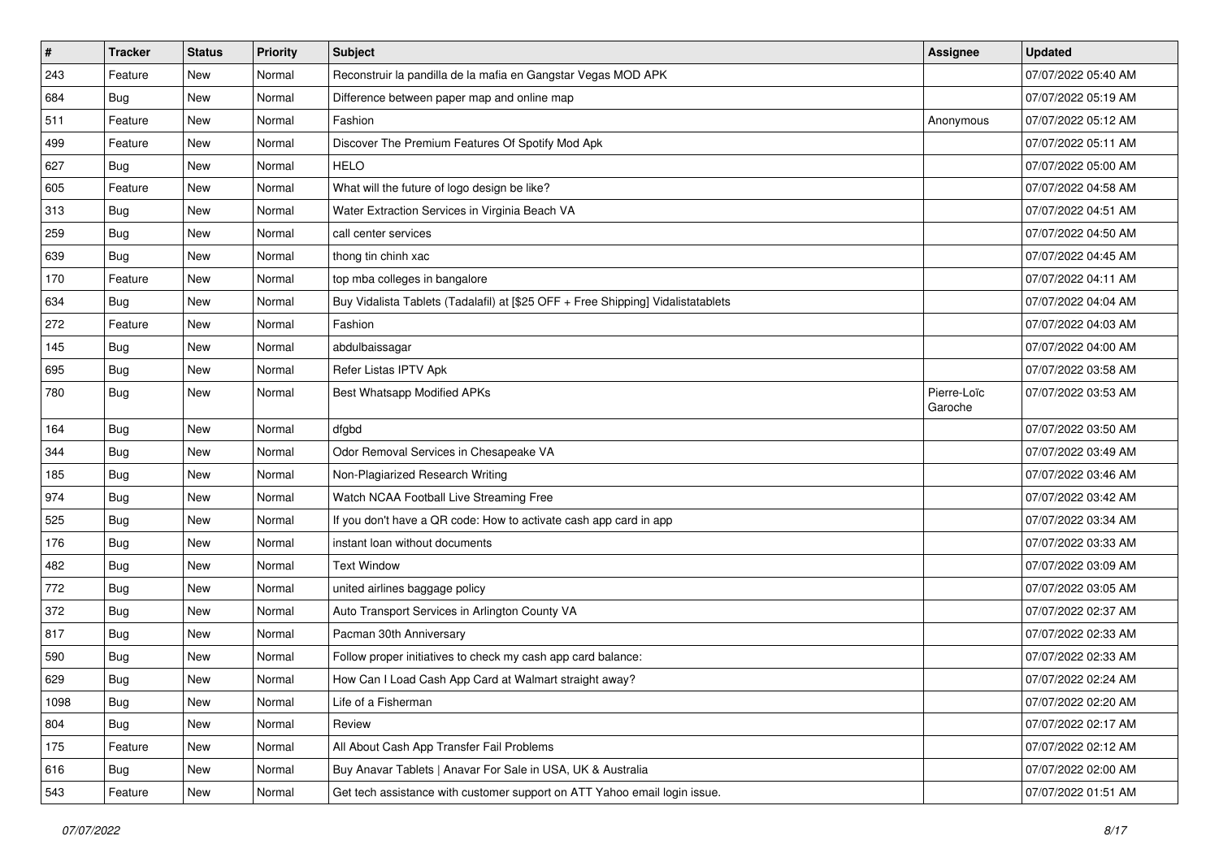| # | Tracker | Status | Priority | Subject | Assignee | Updated |
|---|---|---|---|---|---|---|
| 243 | Feature | New | Normal | Reconstruir la pandilla de la mafia en Gangstar Vegas MOD APK | | 07/07/2022 05:40 AM |
| 684 | Bug | New | Normal | Difference between paper map and online map | | 07/07/2022 05:19 AM |
| 511 | Feature | New | Normal | Fashion | Anonymous | 07/07/2022 05:12 AM |
| 499 | Feature | New | Normal | Discover The Premium Features Of Spotify Mod Apk | | 07/07/2022 05:11 AM |
| 627 | Bug | New | Normal | HELO | | 07/07/2022 05:00 AM |
| 605 | Feature | New | Normal | What will the future of logo design be like? | | 07/07/2022 04:58 AM |
| 313 | Bug | New | Normal | Water Extraction Services in Virginia Beach VA | | 07/07/2022 04:51 AM |
| 259 | Bug | New | Normal | call center services | | 07/07/2022 04:50 AM |
| 639 | Bug | New | Normal | thong tin chinh xac | | 07/07/2022 04:45 AM |
| 170 | Feature | New | Normal | top mba colleges in bangalore | | 07/07/2022 04:11 AM |
| 634 | Bug | New | Normal | Buy Vidalista Tablets (Tadalafil) at [$25 OFF + Free Shipping] Vidalistatablets | | 07/07/2022 04:04 AM |
| 272 | Feature | New | Normal | Fashion | | 07/07/2022 04:03 AM |
| 145 | Bug | New | Normal | abdulbaissagar | | 07/07/2022 04:00 AM |
| 695 | Bug | New | Normal | Refer Listas IPTV Apk | | 07/07/2022 03:58 AM |
| 780 | Bug | New | Normal | Best Whatsapp Modified APKs | Pierre-Loïc Garoche | 07/07/2022 03:53 AM |
| 164 | Bug | New | Normal | dfgbd | | 07/07/2022 03:50 AM |
| 344 | Bug | New | Normal | Odor Removal Services in Chesapeake VA | | 07/07/2022 03:49 AM |
| 185 | Bug | New | Normal | Non-Plagiarized Research Writing | | 07/07/2022 03:46 AM |
| 974 | Bug | New | Normal | Watch NCAA Football Live Streaming Free | | 07/07/2022 03:42 AM |
| 525 | Bug | New | Normal | If you don't have a QR code: How to activate cash app card in app | | 07/07/2022 03:34 AM |
| 176 | Bug | New | Normal | instant loan without documents | | 07/07/2022 03:33 AM |
| 482 | Bug | New | Normal | Text Window | | 07/07/2022 03:09 AM |
| 772 | Bug | New | Normal | united airlines baggage policy | | 07/07/2022 03:05 AM |
| 372 | Bug | New | Normal | Auto Transport Services in Arlington County VA | | 07/07/2022 02:37 AM |
| 817 | Bug | New | Normal | Pacman 30th Anniversary | | 07/07/2022 02:33 AM |
| 590 | Bug | New | Normal | Follow proper initiatives to check my cash app card balance: | | 07/07/2022 02:33 AM |
| 629 | Bug | New | Normal | How Can I Load Cash App Card at Walmart straight away? | | 07/07/2022 02:24 AM |
| 1098 | Bug | New | Normal | Life of a Fisherman | | 07/07/2022 02:20 AM |
| 804 | Bug | New | Normal | Review | | 07/07/2022 02:17 AM |
| 175 | Feature | New | Normal | All About Cash App Transfer Fail Problems | | 07/07/2022 02:12 AM |
| 616 | Bug | New | Normal | Buy Anavar Tablets \| Anavar For Sale in USA, UK & Australia | | 07/07/2022 02:00 AM |
| 543 | Feature | New | Normal | Get tech assistance with customer support on ATT Yahoo email login issue. | | 07/07/2022 01:51 AM |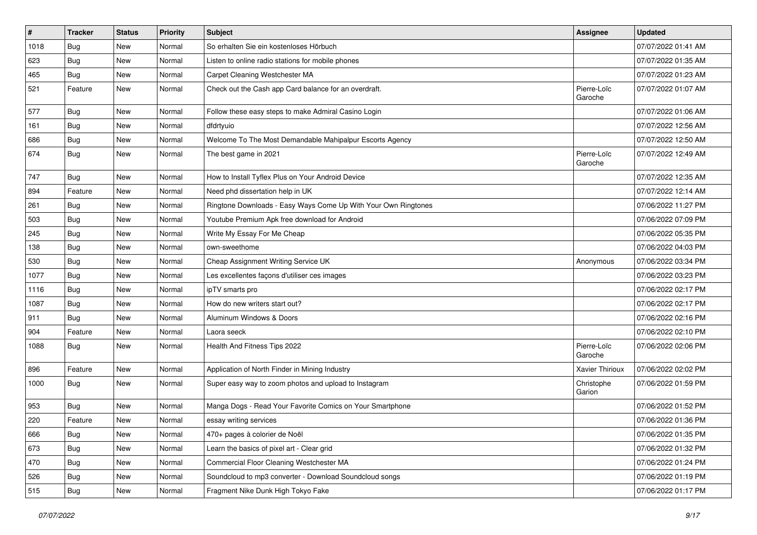| # | Tracker | Status | Priority | Subject | Assignee | Updated |
|---|---|---|---|---|---|---|
| 1018 | Bug | New | Normal | So erhalten Sie ein kostenloses Hörbuch | | 07/07/2022 01:41 AM |
| 623 | Bug | New | Normal | Listen to online radio stations for mobile phones | | 07/07/2022 01:35 AM |
| 465 | Bug | New | Normal | Carpet Cleaning Westchester MA | | 07/07/2022 01:23 AM |
| 521 | Feature | New | Normal | Check out the Cash app Card balance for an overdraft. | Pierre-Loïc Garoche | 07/07/2022 01:07 AM |
| 577 | Bug | New | Normal | Follow these easy steps to make Admiral Casino Login | | 07/07/2022 01:06 AM |
| 161 | Bug | New | Normal | dfdrtyuio | | 07/07/2022 12:56 AM |
| 686 | Bug | New | Normal | Welcome To The Most Demandable Mahipalpur Escorts Agency | | 07/07/2022 12:50 AM |
| 674 | Bug | New | Normal | The best game in 2021 | Pierre-Loïc Garoche | 07/07/2022 12:49 AM |
| 747 | Bug | New | Normal | How to Install Tyflex Plus on Your Android Device | | 07/07/2022 12:35 AM |
| 894 | Feature | New | Normal | Need phd dissertation help in UK | | 07/07/2022 12:14 AM |
| 261 | Bug | New | Normal | Ringtone Downloads - Easy Ways Come Up With Your Own Ringtones | | 07/06/2022 11:27 PM |
| 503 | Bug | New | Normal | Youtube Premium Apk free download for Android | | 07/06/2022 07:09 PM |
| 245 | Bug | New | Normal | Write My Essay For Me Cheap | | 07/06/2022 05:35 PM |
| 138 | Bug | New | Normal | own-sweethome | | 07/06/2022 04:03 PM |
| 530 | Bug | New | Normal | Cheap Assignment Writing Service UK | Anonymous | 07/06/2022 03:34 PM |
| 1077 | Bug | New | Normal | Les excellentes façons d'utiliser ces images | | 07/06/2022 03:23 PM |
| 1116 | Bug | New | Normal | ipTV smarts pro | | 07/06/2022 02:17 PM |
| 1087 | Bug | New | Normal | How do new writers start out? | | 07/06/2022 02:17 PM |
| 911 | Bug | New | Normal | Aluminum Windows & Doors | | 07/06/2022 02:16 PM |
| 904 | Feature | New | Normal | Laora seeck | | 07/06/2022 02:10 PM |
| 1088 | Bug | New | Normal | Health And Fitness Tips 2022 | Pierre-Loïc Garoche | 07/06/2022 02:06 PM |
| 896 | Feature | New | Normal | Application of North Finder in Mining Industry | Xavier Thirioux | 07/06/2022 02:02 PM |
| 1000 | Bug | New | Normal | Super easy way to zoom photos and upload to Instagram | Christophe Garion | 07/06/2022 01:59 PM |
| 953 | Bug | New | Normal | Manga Dogs - Read Your Favorite Comics on Your Smartphone | | 07/06/2022 01:52 PM |
| 220 | Feature | New | Normal | essay writing services | | 07/06/2022 01:36 PM |
| 666 | Bug | New | Normal | 470+ pages à colorier de Noël | | 07/06/2022 01:35 PM |
| 673 | Bug | New | Normal | Learn the basics of pixel art - Clear grid | | 07/06/2022 01:32 PM |
| 470 | Bug | New | Normal | Commercial Floor Cleaning Westchester MA | | 07/06/2022 01:24 PM |
| 526 | Bug | New | Normal | Soundcloud to mp3 converter - Download Soundcloud songs | | 07/06/2022 01:19 PM |
| 515 | Bug | New | Normal | Fragment Nike Dunk High Tokyo Fake | | 07/06/2022 01:17 PM |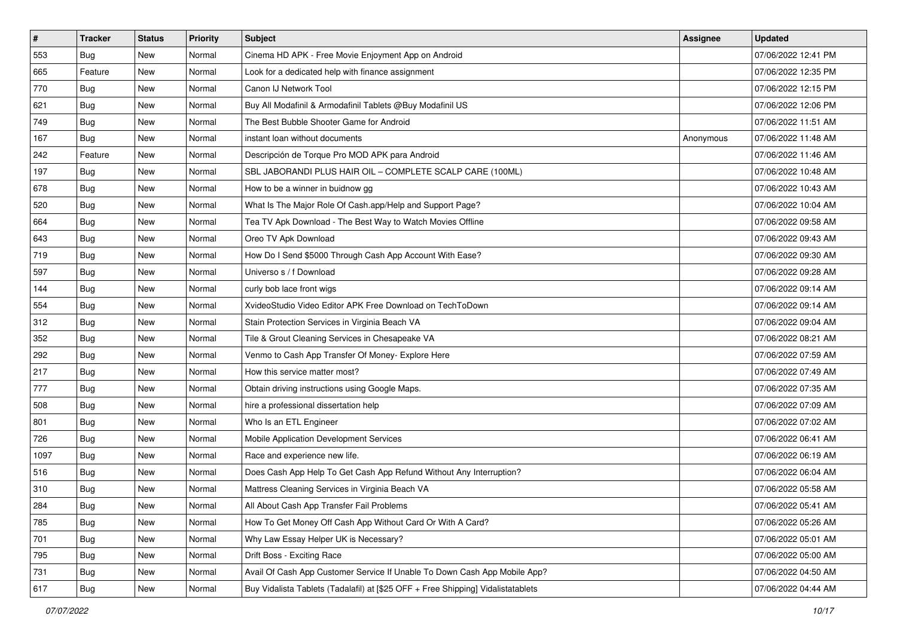| # | Tracker | Status | Priority | Subject | Assignee | Updated |
|---|---|---|---|---|---|---|
| 553 | Bug | New | Normal | Cinema HD APK - Free Movie Enjoyment App on Android | | 07/06/2022 12:41 PM |
| 665 | Feature | New | Normal | Look for a dedicated help with finance assignment | | 07/06/2022 12:35 PM |
| 770 | Bug | New | Normal | Canon IJ Network Tool | | 07/06/2022 12:15 PM |
| 621 | Bug | New | Normal | Buy All Modafinil & Armodafinil Tablets @Buy Modafinil US | | 07/06/2022 12:06 PM |
| 749 | Bug | New | Normal | The Best Bubble Shooter Game for Android | | 07/06/2022 11:51 AM |
| 167 | Bug | New | Normal | instant loan without documents | Anonymous | 07/06/2022 11:48 AM |
| 242 | Feature | New | Normal | Descripción de Torque Pro MOD APK para Android | | 07/06/2022 11:46 AM |
| 197 | Bug | New | Normal | SBL JABORANDI PLUS HAIR OIL – COMPLETE SCALP CARE (100ML) | | 07/06/2022 10:48 AM |
| 678 | Bug | New | Normal | How to be a winner in buidnow gg | | 07/06/2022 10:43 AM |
| 520 | Bug | New | Normal | What Is The Major Role Of Cash.app/Help and Support Page? | | 07/06/2022 10:04 AM |
| 664 | Bug | New | Normal | Tea TV Apk Download - The Best Way to Watch Movies Offline | | 07/06/2022 09:58 AM |
| 643 | Bug | New | Normal | Oreo TV Apk Download | | 07/06/2022 09:43 AM |
| 719 | Bug | New | Normal | How Do I Send $5000 Through Cash App Account With Ease? | | 07/06/2022 09:30 AM |
| 597 | Bug | New | Normal | Universo s / f Download | | 07/06/2022 09:28 AM |
| 144 | Bug | New | Normal | curly bob lace front wigs | | 07/06/2022 09:14 AM |
| 554 | Bug | New | Normal | XvideoStudio Video Editor APK Free Download on TechToDown | | 07/06/2022 09:14 AM |
| 312 | Bug | New | Normal | Stain Protection Services in Virginia Beach VA | | 07/06/2022 09:04 AM |
| 352 | Bug | New | Normal | Tile & Grout Cleaning Services in Chesapeake VA | | 07/06/2022 08:21 AM |
| 292 | Bug | New | Normal | Venmo to Cash App Transfer Of Money- Explore Here | | 07/06/2022 07:59 AM |
| 217 | Bug | New | Normal | How this service matter most? | | 07/06/2022 07:49 AM |
| 777 | Bug | New | Normal | Obtain driving instructions using Google Maps. | | 07/06/2022 07:35 AM |
| 508 | Bug | New | Normal | hire a professional dissertation help | | 07/06/2022 07:09 AM |
| 801 | Bug | New | Normal | Who Is an ETL Engineer | | 07/06/2022 07:02 AM |
| 726 | Bug | New | Normal | Mobile Application Development Services | | 07/06/2022 06:41 AM |
| 1097 | Bug | New | Normal | Race and experience new life. | | 07/06/2022 06:19 AM |
| 516 | Bug | New | Normal | Does Cash App Help To Get Cash App Refund Without Any Interruption? | | 07/06/2022 06:04 AM |
| 310 | Bug | New | Normal | Mattress Cleaning Services in Virginia Beach VA | | 07/06/2022 05:58 AM |
| 284 | Bug | New | Normal | All About Cash App Transfer Fail Problems | | 07/06/2022 05:41 AM |
| 785 | Bug | New | Normal | How To Get Money Off Cash App Without Card Or With A Card? | | 07/06/2022 05:26 AM |
| 701 | Bug | New | Normal | Why Law Essay Helper UK is Necessary? | | 07/06/2022 05:01 AM |
| 795 | Bug | New | Normal | Drift Boss - Exciting Race | | 07/06/2022 05:00 AM |
| 731 | Bug | New | Normal | Avail Of Cash App Customer Service If Unable To Down Cash App Mobile App? | | 07/06/2022 04:50 AM |
| 617 | Bug | New | Normal | Buy Vidalista Tablets (Tadalafil) at [$25 OFF + Free Shipping] Vidalistatablets | | 07/06/2022 04:44 AM |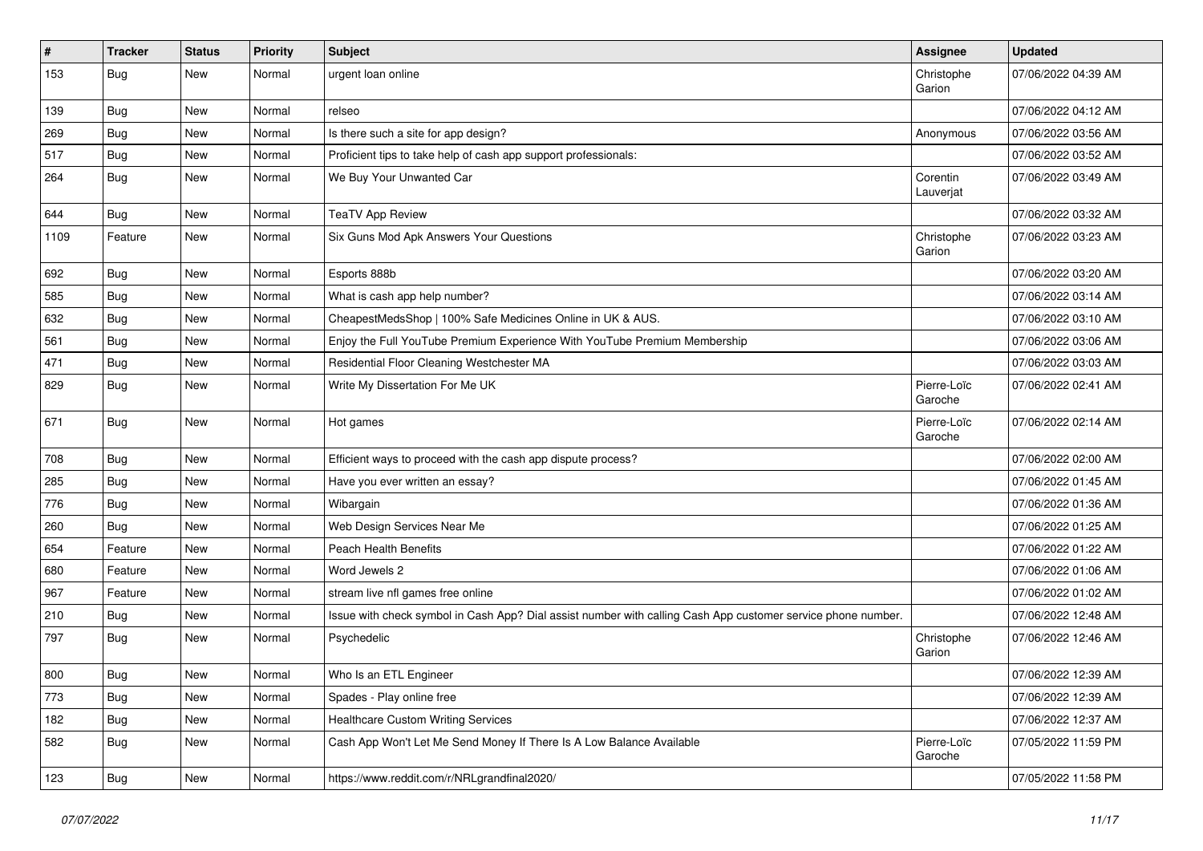| # | Tracker | Status | Priority | Subject | Assignee | Updated |
| --- | --- | --- | --- | --- | --- | --- |
| 153 | Bug | New | Normal | urgent loan online | Christophe Garion | 07/06/2022 04:39 AM |
| 139 | Bug | New | Normal | relseo | | 07/06/2022 04:12 AM |
| 269 | Bug | New | Normal | Is there such a site for app design? | Anonymous | 07/06/2022 03:56 AM |
| 517 | Bug | New | Normal | Proficient tips to take help of cash app support professionals: | | 07/06/2022 03:52 AM |
| 264 | Bug | New | Normal | We Buy Your Unwanted Car | Corentin Lauverjat | 07/06/2022 03:49 AM |
| 644 | Bug | New | Normal | TeaTV App Review | | 07/06/2022 03:32 AM |
| 1109 | Feature | New | Normal | Six Guns Mod Apk Answers Your Questions | Christophe Garion | 07/06/2022 03:23 AM |
| 692 | Bug | New | Normal | Esports 888b | | 07/06/2022 03:20 AM |
| 585 | Bug | New | Normal | What is cash app help number? | | 07/06/2022 03:14 AM |
| 632 | Bug | New | Normal | CheapestMedsShop \| 100% Safe Medicines Online in UK & AUS. | | 07/06/2022 03:10 AM |
| 561 | Bug | New | Normal | Enjoy the Full YouTube Premium Experience With YouTube Premium Membership | | 07/06/2022 03:06 AM |
| 471 | Bug | New | Normal | Residential Floor Cleaning Westchester MA | | 07/06/2022 03:03 AM |
| 829 | Bug | New | Normal | Write My Dissertation For Me UK | Pierre-Loïc Garoche | 07/06/2022 02:41 AM |
| 671 | Bug | New | Normal | Hot games | Pierre-Loïc Garoche | 07/06/2022 02:14 AM |
| 708 | Bug | New | Normal | Efficient ways to proceed with the cash app dispute process? | | 07/06/2022 02:00 AM |
| 285 | Bug | New | Normal | Have you ever written an essay? | | 07/06/2022 01:45 AM |
| 776 | Bug | New | Normal | Wibargain | | 07/06/2022 01:36 AM |
| 260 | Bug | New | Normal | Web Design Services Near Me | | 07/06/2022 01:25 AM |
| 654 | Feature | New | Normal | Peach Health Benefits | | 07/06/2022 01:22 AM |
| 680 | Feature | New | Normal | Word Jewels 2 | | 07/06/2022 01:06 AM |
| 967 | Feature | New | Normal | stream live nfl games free online | | 07/06/2022 01:02 AM |
| 210 | Bug | New | Normal | Issue with check symbol in Cash App? Dial assist number with calling Cash App customer service phone number. | | 07/06/2022 12:48 AM |
| 797 | Bug | New | Normal | Psychedelic | Christophe Garion | 07/06/2022 12:46 AM |
| 800 | Bug | New | Normal | Who Is an ETL Engineer | | 07/06/2022 12:39 AM |
| 773 | Bug | New | Normal | Spades - Play online free | | 07/06/2022 12:39 AM |
| 182 | Bug | New | Normal | Healthcare Custom Writing Services | | 07/06/2022 12:37 AM |
| 582 | Bug | New | Normal | Cash App Won't Let Me Send Money If There Is A Low Balance Available | Pierre-Loïc Garoche | 07/05/2022 11:59 PM |
| 123 | Bug | New | Normal | https://www.reddit.com/r/NRLgrandfinal2020/ | | 07/05/2022 11:58 PM |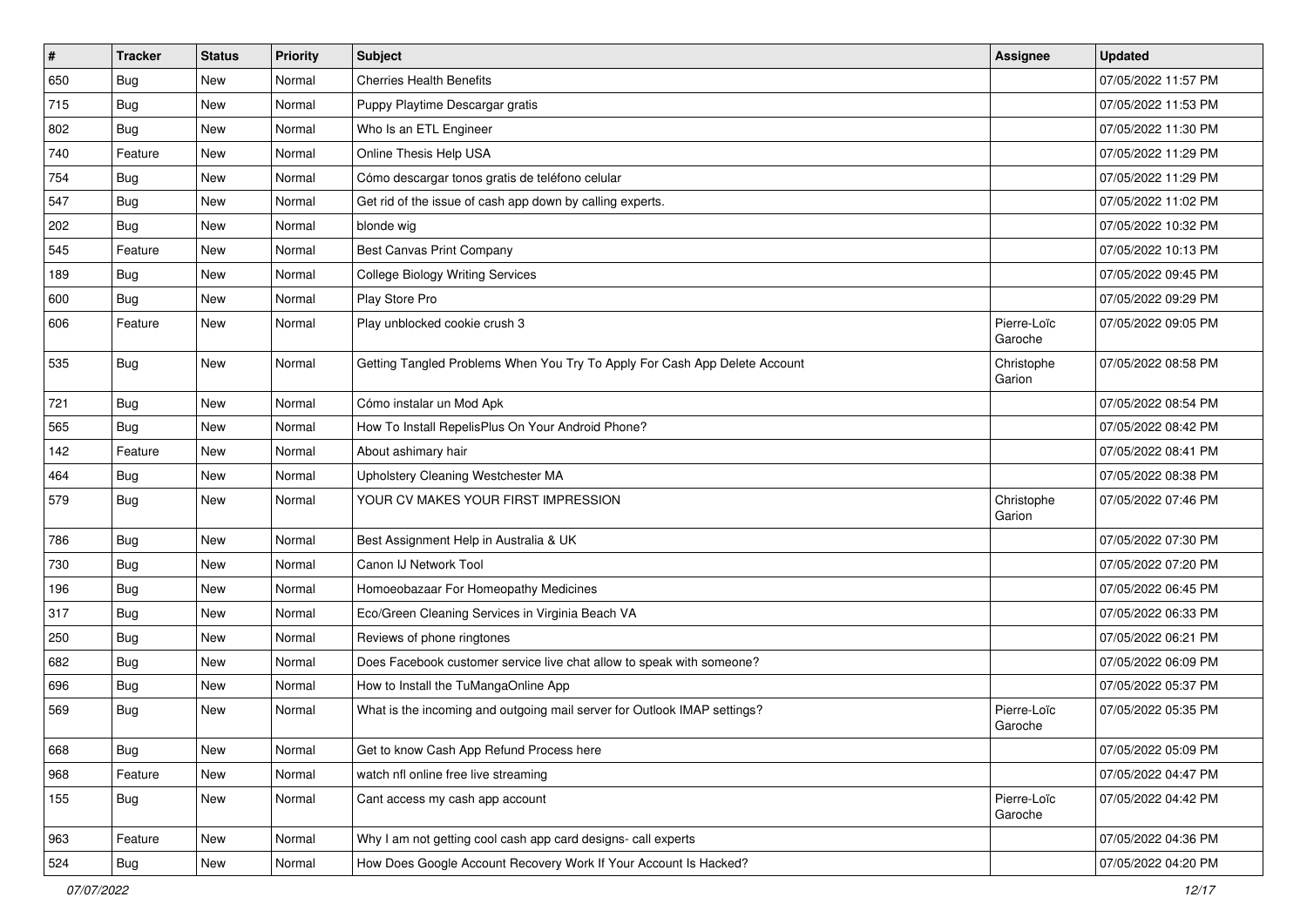| # | Tracker | Status | Priority | Subject | Assignee | Updated |
|---|---|---|---|---|---|---|
| 650 | Bug | New | Normal | Cherries Health Benefits | | 07/05/2022 11:57 PM |
| 715 | Bug | New | Normal | Puppy Playtime Descargar gratis | | 07/05/2022 11:53 PM |
| 802 | Bug | New | Normal | Who Is an ETL Engineer | | 07/05/2022 11:30 PM |
| 740 | Feature | New | Normal | Online Thesis Help USA | | 07/05/2022 11:29 PM |
| 754 | Bug | New | Normal | Cómo descargar tonos gratis de teléfono celular | | 07/05/2022 11:29 PM |
| 547 | Bug | New | Normal | Get rid of the issue of cash app down by calling experts. | | 07/05/2022 11:02 PM |
| 202 | Bug | New | Normal | blonde wig | | 07/05/2022 10:32 PM |
| 545 | Feature | New | Normal | Best Canvas Print Company | | 07/05/2022 10:13 PM |
| 189 | Bug | New | Normal | College Biology Writing Services | | 07/05/2022 09:45 PM |
| 600 | Bug | New | Normal | Play Store Pro | | 07/05/2022 09:29 PM |
| 606 | Feature | New | Normal | Play unblocked cookie crush 3 | Pierre-Loïc Garoche | 07/05/2022 09:05 PM |
| 535 | Bug | New | Normal | Getting Tangled Problems When You Try To Apply For Cash App Delete Account | Christophe Garion | 07/05/2022 08:58 PM |
| 721 | Bug | New | Normal | Cómo instalar un Mod Apk | | 07/05/2022 08:54 PM |
| 565 | Bug | New | Normal | How To Install RepelisPlus On Your Android Phone? | | 07/05/2022 08:42 PM |
| 142 | Feature | New | Normal | About ashimary hair | | 07/05/2022 08:41 PM |
| 464 | Bug | New | Normal | Upholstery Cleaning Westchester MA | | 07/05/2022 08:38 PM |
| 579 | Bug | New | Normal | YOUR CV MAKES YOUR FIRST IMPRESSION | Christophe Garion | 07/05/2022 07:46 PM |
| 786 | Bug | New | Normal | Best Assignment Help in Australia & UK | | 07/05/2022 07:30 PM |
| 730 | Bug | New | Normal | Canon IJ Network Tool | | 07/05/2022 07:20 PM |
| 196 | Bug | New | Normal | Homoeobazaar For Homeopathy Medicines | | 07/05/2022 06:45 PM |
| 317 | Bug | New | Normal | Eco/Green Cleaning Services in Virginia Beach VA | | 07/05/2022 06:33 PM |
| 250 | Bug | New | Normal | Reviews of phone ringtones | | 07/05/2022 06:21 PM |
| 682 | Bug | New | Normal | Does Facebook customer service live chat allow to speak with someone? | | 07/05/2022 06:09 PM |
| 696 | Bug | New | Normal | How to Install the TuMangaOnline App | | 07/05/2022 05:37 PM |
| 569 | Bug | New | Normal | What is the incoming and outgoing mail server for Outlook IMAP settings? | Pierre-Loïc Garoche | 07/05/2022 05:35 PM |
| 668 | Bug | New | Normal | Get to know Cash App Refund Process here | | 07/05/2022 05:09 PM |
| 968 | Feature | New | Normal | watch nfl online free live streaming | | 07/05/2022 04:47 PM |
| 155 | Bug | New | Normal | Cant access my cash app account | Pierre-Loïc Garoche | 07/05/2022 04:42 PM |
| 963 | Feature | New | Normal | Why I am not getting cool cash app card designs- call experts | | 07/05/2022 04:36 PM |
| 524 | Bug | New | Normal | How Does Google Account Recovery Work If Your Account Is Hacked? | | 07/05/2022 04:20 PM |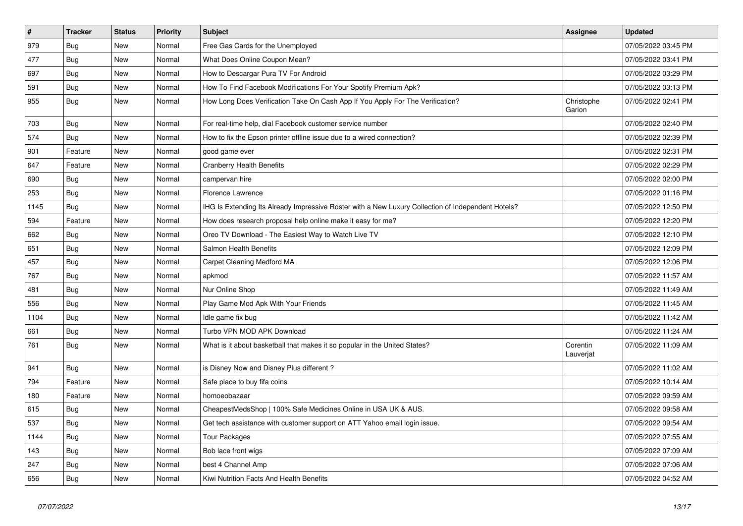| # | Tracker | Status | Priority | Subject | Assignee | Updated |
|---|---|---|---|---|---|---|
| 979 | Bug | New | Normal | Free Gas Cards for the Unemployed | | 07/05/2022 03:45 PM |
| 477 | Bug | New | Normal | What Does Online Coupon Mean? | | 07/05/2022 03:41 PM |
| 697 | Bug | New | Normal | How to Descargar Pura TV For Android | | 07/05/2022 03:29 PM |
| 591 | Bug | New | Normal | How To Find Facebook Modifications For Your Spotify Premium Apk? | | 07/05/2022 03:13 PM |
| 955 | Bug | New | Normal | How Long Does Verification Take On Cash App If You Apply For The Verification? | Christophe Garion | 07/05/2022 02:41 PM |
| 703 | Bug | New | Normal | For real-time help, dial Facebook customer service number | | 07/05/2022 02:40 PM |
| 574 | Bug | New | Normal | How to fix the Epson printer offline issue due to a wired connection? | | 07/05/2022 02:39 PM |
| 901 | Feature | New | Normal | good game ever | | 07/05/2022 02:31 PM |
| 647 | Feature | New | Normal | Cranberry Health Benefits | | 07/05/2022 02:29 PM |
| 690 | Bug | New | Normal | campervan hire | | 07/05/2022 02:00 PM |
| 253 | Bug | New | Normal | Florence Lawrence | | 07/05/2022 01:16 PM |
| 1145 | Bug | New | Normal | IHG Is Extending Its Already Impressive Roster with a New Luxury Collection of Independent Hotels? | | 07/05/2022 12:50 PM |
| 594 | Feature | New | Normal | How does research proposal help online make it easy for me? | | 07/05/2022 12:20 PM |
| 662 | Bug | New | Normal | Oreo TV Download - The Easiest Way to Watch Live TV | | 07/05/2022 12:10 PM |
| 651 | Bug | New | Normal | Salmon Health Benefits | | 07/05/2022 12:09 PM |
| 457 | Bug | New | Normal | Carpet Cleaning Medford MA | | 07/05/2022 12:06 PM |
| 767 | Bug | New | Normal | apkmod | | 07/05/2022 11:57 AM |
| 481 | Bug | New | Normal | Nur Online Shop | | 07/05/2022 11:49 AM |
| 556 | Bug | New | Normal | Play Game Mod Apk With Your Friends | | 07/05/2022 11:45 AM |
| 1104 | Bug | New | Normal | Idle game fix bug | | 07/05/2022 11:42 AM |
| 661 | Bug | New | Normal | Turbo VPN MOD APK Download | | 07/05/2022 11:24 AM |
| 761 | Bug | New | Normal | What is it about basketball that makes it so popular in the United States? | Corentin Lauverjat | 07/05/2022 11:09 AM |
| 941 | Bug | New | Normal | is Disney Now and Disney Plus different ? | | 07/05/2022 11:02 AM |
| 794 | Feature | New | Normal | Safe place to buy fifa coins | | 07/05/2022 10:14 AM |
| 180 | Feature | New | Normal | homoeobazaar | | 07/05/2022 09:59 AM |
| 615 | Bug | New | Normal | CheapestMedsShop \| 100% Safe Medicines Online in USA UK & AUS. | | 07/05/2022 09:58 AM |
| 537 | Bug | New | Normal | Get tech assistance with customer support on ATT Yahoo email login issue. | | 07/05/2022 09:54 AM |
| 1144 | Bug | New | Normal | Tour Packages | | 07/05/2022 07:55 AM |
| 143 | Bug | New | Normal | Bob lace front wigs | | 07/05/2022 07:09 AM |
| 247 | Bug | New | Normal | best 4 Channel Amp | | 07/05/2022 07:06 AM |
| 656 | Bug | New | Normal | Kiwi Nutrition Facts And Health Benefits | | 07/05/2022 04:52 AM |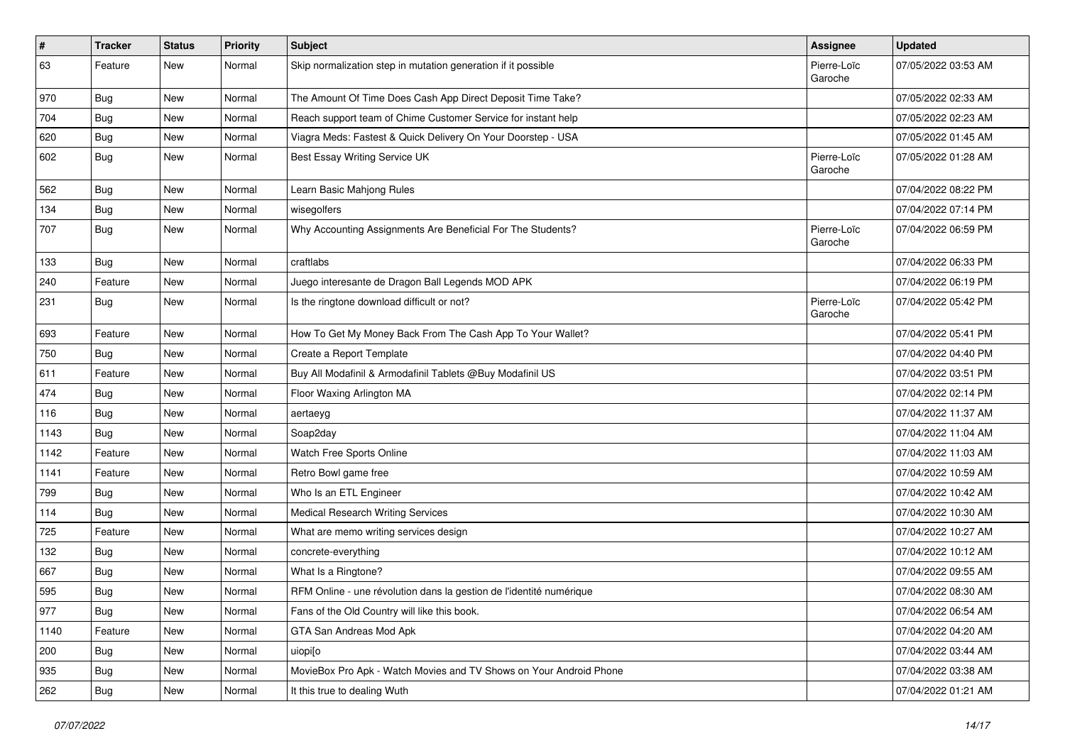| # | Tracker | Status | Priority | Subject | Assignee | Updated |
|---|---|---|---|---|---|---|
| 63 | Feature | New | Normal | Skip normalization step in mutation generation if it possible | Pierre-Loïc Garoche | 07/05/2022 03:53 AM |
| 970 | Bug | New | Normal | The Amount Of Time Does Cash App Direct Deposit Time Take? | | 07/05/2022 02:33 AM |
| 704 | Bug | New | Normal | Reach support team of Chime Customer Service for instant help | | 07/05/2022 02:23 AM |
| 620 | Bug | New | Normal | Viagra Meds: Fastest & Quick Delivery On Your Doorstep - USA | | 07/05/2022 01:45 AM |
| 602 | Bug | New | Normal | Best Essay Writing Service UK | Pierre-Loïc Garoche | 07/05/2022 01:28 AM |
| 562 | Bug | New | Normal | Learn Basic Mahjong Rules | | 07/04/2022 08:22 PM |
| 134 | Bug | New | Normal | wisegolfers | | 07/04/2022 07:14 PM |
| 707 | Bug | New | Normal | Why Accounting Assignments Are Beneficial For The Students? | Pierre-Loïc Garoche | 07/04/2022 06:59 PM |
| 133 | Bug | New | Normal | craftlabs | | 07/04/2022 06:33 PM |
| 240 | Feature | New | Normal | Juego interesante de Dragon Ball Legends MOD APK | | 07/04/2022 06:19 PM |
| 231 | Bug | New | Normal | Is the ringtone download difficult or not? | Pierre-Loïc Garoche | 07/04/2022 05:42 PM |
| 693 | Feature | New | Normal | How To Get My Money Back From The Cash App To Your Wallet? | | 07/04/2022 05:41 PM |
| 750 | Bug | New | Normal | Create a Report Template | | 07/04/2022 04:40 PM |
| 611 | Feature | New | Normal | Buy All Modafinil & Armodafinil Tablets @Buy Modafinil US | | 07/04/2022 03:51 PM |
| 474 | Bug | New | Normal | Floor Waxing Arlington MA | | 07/04/2022 02:14 PM |
| 116 | Bug | New | Normal | aertaeyg | | 07/04/2022 11:37 AM |
| 1143 | Bug | New | Normal | Soap2day | | 07/04/2022 11:04 AM |
| 1142 | Feature | New | Normal | Watch Free Sports Online | | 07/04/2022 11:03 AM |
| 1141 | Feature | New | Normal | Retro Bowl game free | | 07/04/2022 10:59 AM |
| 799 | Bug | New | Normal | Who Is an ETL Engineer | | 07/04/2022 10:42 AM |
| 114 | Bug | New | Normal | Medical Research Writing Services | | 07/04/2022 10:30 AM |
| 725 | Feature | New | Normal | What are memo writing services design | | 07/04/2022 10:27 AM |
| 132 | Bug | New | Normal | concrete-everything | | 07/04/2022 10:12 AM |
| 667 | Bug | New | Normal | What Is a Ringtone? | | 07/04/2022 09:55 AM |
| 595 | Bug | New | Normal | RFM Online - une révolution dans la gestion de l'identité numérique | | 07/04/2022 08:30 AM |
| 977 | Bug | New | Normal | Fans of the Old Country will like this book. | | 07/04/2022 06:54 AM |
| 1140 | Feature | New | Normal | GTA San Andreas Mod Apk | | 07/04/2022 04:20 AM |
| 200 | Bug | New | Normal | uiopi[o | | 07/04/2022 03:44 AM |
| 935 | Bug | New | Normal | MovieBox Pro Apk - Watch Movies and TV Shows on Your Android Phone | | 07/04/2022 03:38 AM |
| 262 | Bug | New | Normal | It this true to dealing Wuth | | 07/04/2022 01:21 AM |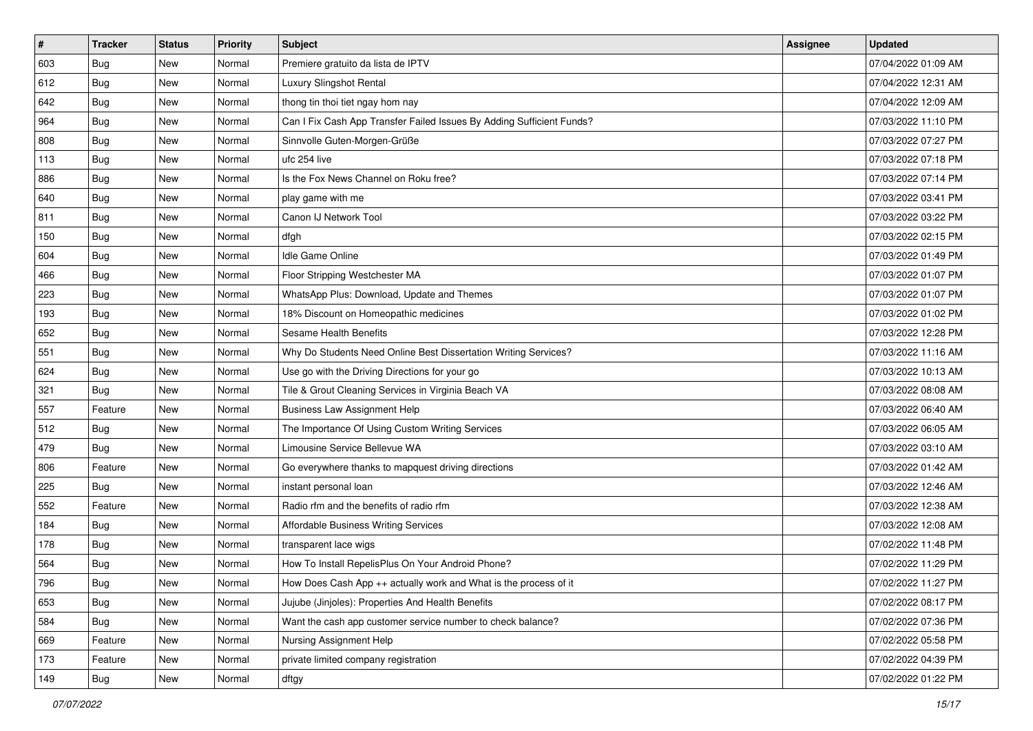| # | Tracker | Status | Priority | Subject | Assignee | Updated |
|---|---|---|---|---|---|---|
| 603 | Bug | New | Normal | Premiere gratuito da lista de IPTV | | 07/04/2022 01:09 AM |
| 612 | Bug | New | Normal | Luxury Slingshot Rental | | 07/04/2022 12:31 AM |
| 642 | Bug | New | Normal | thong tin thoi tiet ngay hom nay | | 07/04/2022 12:09 AM |
| 964 | Bug | New | Normal | Can I Fix Cash App Transfer Failed Issues By Adding Sufficient Funds? | | 07/03/2022 11:10 PM |
| 808 | Bug | New | Normal | Sinnvolle Guten-Morgen-Grüße | | 07/03/2022 07:27 PM |
| 113 | Bug | New | Normal | ufc 254 live | | 07/03/2022 07:18 PM |
| 886 | Bug | New | Normal | Is the Fox News Channel on Roku free? | | 07/03/2022 07:14 PM |
| 640 | Bug | New | Normal | play game with me | | 07/03/2022 03:41 PM |
| 811 | Bug | New | Normal | Canon IJ Network Tool | | 07/03/2022 03:22 PM |
| 150 | Bug | New | Normal | dfgh | | 07/03/2022 02:15 PM |
| 604 | Bug | New | Normal | Idle Game Online | | 07/03/2022 01:49 PM |
| 466 | Bug | New | Normal | Floor Stripping Westchester MA | | 07/03/2022 01:07 PM |
| 223 | Bug | New | Normal | WhatsApp Plus: Download, Update and Themes | | 07/03/2022 01:07 PM |
| 193 | Bug | New | Normal | 18% Discount on Homeopathic medicines | | 07/03/2022 01:02 PM |
| 652 | Bug | New | Normal | Sesame Health Benefits | | 07/03/2022 12:28 PM |
| 551 | Bug | New | Normal | Why Do Students Need Online Best Dissertation Writing Services? | | 07/03/2022 11:16 AM |
| 624 | Bug | New | Normal | Use go with the Driving Directions for your go | | 07/03/2022 10:13 AM |
| 321 | Bug | New | Normal | Tile & Grout Cleaning Services in Virginia Beach VA | | 07/03/2022 08:08 AM |
| 557 | Feature | New | Normal | Business Law Assignment Help | | 07/03/2022 06:40 AM |
| 512 | Bug | New | Normal | The Importance Of Using Custom Writing Services | | 07/03/2022 06:05 AM |
| 479 | Bug | New | Normal | Limousine Service Bellevue WA | | 07/03/2022 03:10 AM |
| 806 | Feature | New | Normal | Go everywhere thanks to mapquest driving directions | | 07/03/2022 01:42 AM |
| 225 | Bug | New | Normal | instant personal loan | | 07/03/2022 12:46 AM |
| 552 | Feature | New | Normal | Radio rfm and the benefits of radio rfm | | 07/03/2022 12:38 AM |
| 184 | Bug | New | Normal | Affordable Business Writing Services | | 07/03/2022 12:08 AM |
| 178 | Bug | New | Normal | transparent lace wigs | | 07/02/2022 11:48 PM |
| 564 | Bug | New | Normal | How To Install RepelisPlus On Your Android Phone? | | 07/02/2022 11:29 PM |
| 796 | Bug | New | Normal | How Does Cash App ++ actually work and What is the process of it | | 07/02/2022 11:27 PM |
| 653 | Bug | New | Normal | Jujube (Jinjoles): Properties And Health Benefits | | 07/02/2022 08:17 PM |
| 584 | Bug | New | Normal | Want the cash app customer service number to check balance? | | 07/02/2022 07:36 PM |
| 669 | Feature | New | Normal | Nursing Assignment Help | | 07/02/2022 05:58 PM |
| 173 | Feature | New | Normal | private limited company registration | | 07/02/2022 04:39 PM |
| 149 | Bug | New | Normal | dftgy | | 07/02/2022 01:22 PM |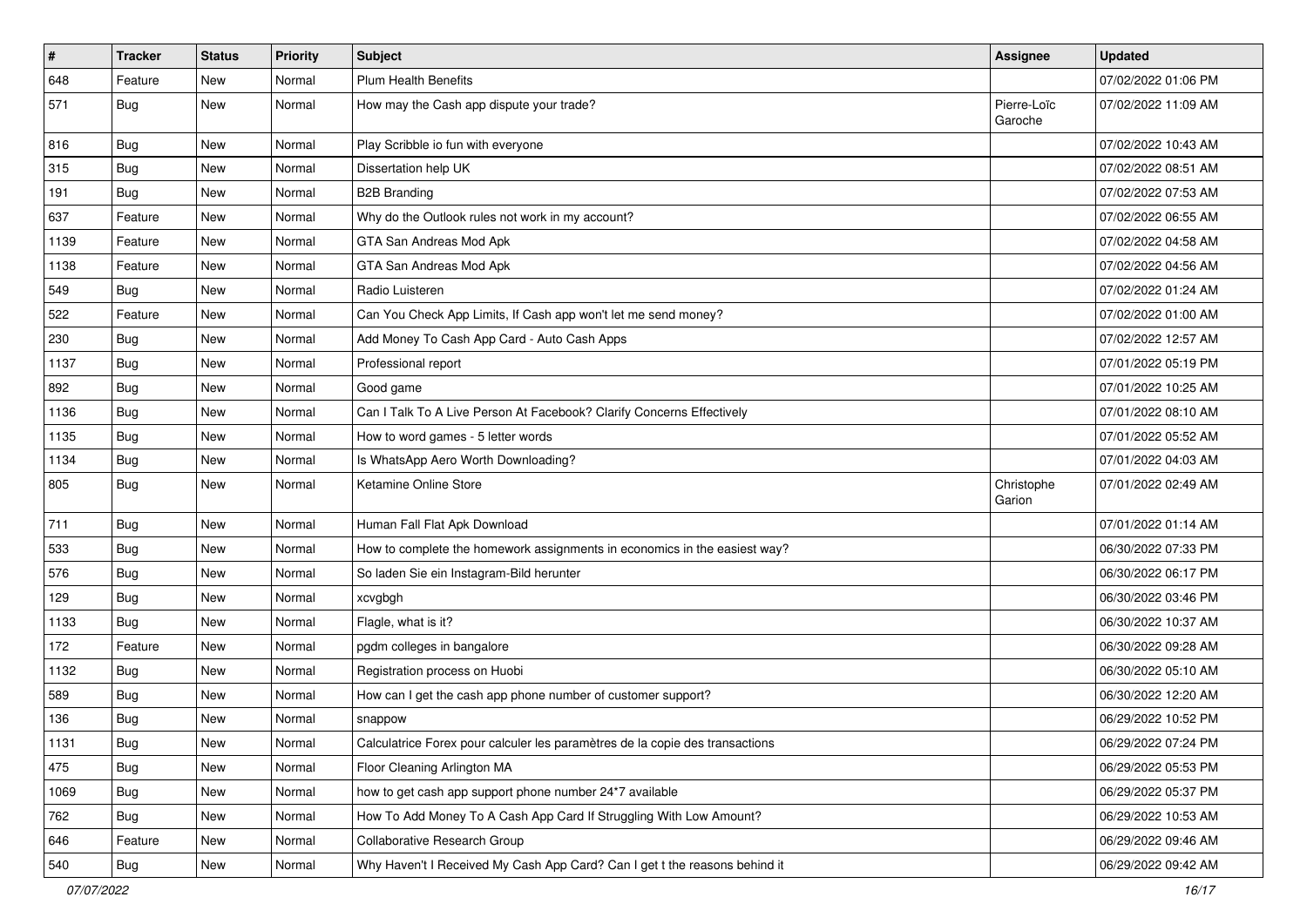| # | Tracker | Status | Priority | Subject | Assignee | Updated |
|---|---|---|---|---|---|---|
| 648 | Feature | New | Normal | Plum Health Benefits | | 07/02/2022 01:06 PM |
| 571 | Bug | New | Normal | How may the Cash app dispute your trade? | Pierre-Loïc Garoche | 07/02/2022 11:09 AM |
| 816 | Bug | New | Normal | Play Scribble io fun with everyone | | 07/02/2022 10:43 AM |
| 315 | Bug | New | Normal | Dissertation help UK | | 07/02/2022 08:51 AM |
| 191 | Bug | New | Normal | B2B Branding | | 07/02/2022 07:53 AM |
| 637 | Feature | New | Normal | Why do the Outlook rules not work in my account? | | 07/02/2022 06:55 AM |
| 1139 | Feature | New | Normal | GTA San Andreas Mod Apk | | 07/02/2022 04:58 AM |
| 1138 | Feature | New | Normal | GTA San Andreas Mod Apk | | 07/02/2022 04:56 AM |
| 549 | Bug | New | Normal | Radio Luisteren | | 07/02/2022 01:24 AM |
| 522 | Feature | New | Normal | Can You Check App Limits, If Cash app won't let me send money? | | 07/02/2022 01:00 AM |
| 230 | Bug | New | Normal | Add Money To Cash App Card - Auto Cash Apps | | 07/02/2022 12:57 AM |
| 1137 | Bug | New | Normal | Professional report | | 07/01/2022 05:19 PM |
| 892 | Bug | New | Normal | Good game | | 07/01/2022 10:25 AM |
| 1136 | Bug | New | Normal | Can I Talk To A Live Person At Facebook? Clarify Concerns Effectively | | 07/01/2022 08:10 AM |
| 1135 | Bug | New | Normal | How to word games - 5 letter words | | 07/01/2022 05:52 AM |
| 1134 | Bug | New | Normal | Is WhatsApp Aero Worth Downloading? | | 07/01/2022 04:03 AM |
| 805 | Bug | New | Normal | Ketamine Online Store | Christophe Garion | 07/01/2022 02:49 AM |
| 711 | Bug | New | Normal | Human Fall Flat Apk Download | | 07/01/2022 01:14 AM |
| 533 | Bug | New | Normal | How to complete the homework assignments in economics in the easiest way? | | 06/30/2022 07:33 PM |
| 576 | Bug | New | Normal | So laden Sie ein Instagram-Bild herunter | | 06/30/2022 06:17 PM |
| 129 | Bug | New | Normal | xcvgbgh | | 06/30/2022 03:46 PM |
| 1133 | Bug | New | Normal | Flagle, what is it? | | 06/30/2022 10:37 AM |
| 172 | Feature | New | Normal | pgdm colleges in bangalore | | 06/30/2022 09:28 AM |
| 1132 | Bug | New | Normal | Registration process on Huobi | | 06/30/2022 05:10 AM |
| 589 | Bug | New | Normal | How can I get the cash app phone number of customer support? | | 06/30/2022 12:20 AM |
| 136 | Bug | New | Normal | snappow | | 06/29/2022 10:52 PM |
| 1131 | Bug | New | Normal | Calculatrice Forex pour calculer les paramètres de la copie des transactions | | 06/29/2022 07:24 PM |
| 475 | Bug | New | Normal | Floor Cleaning Arlington MA | | 06/29/2022 05:53 PM |
| 1069 | Bug | New | Normal | how to get cash app support phone number 24*7 available | | 06/29/2022 05:37 PM |
| 762 | Bug | New | Normal | How To Add Money To A Cash App Card If Struggling With Low Amount? | | 06/29/2022 10:53 AM |
| 646 | Feature | New | Normal | Collaborative Research Group | | 06/29/2022 09:46 AM |
| 540 | Bug | New | Normal | Why Haven't I Received My Cash App Card? Can I get t the reasons behind it | | 06/29/2022 09:42 AM |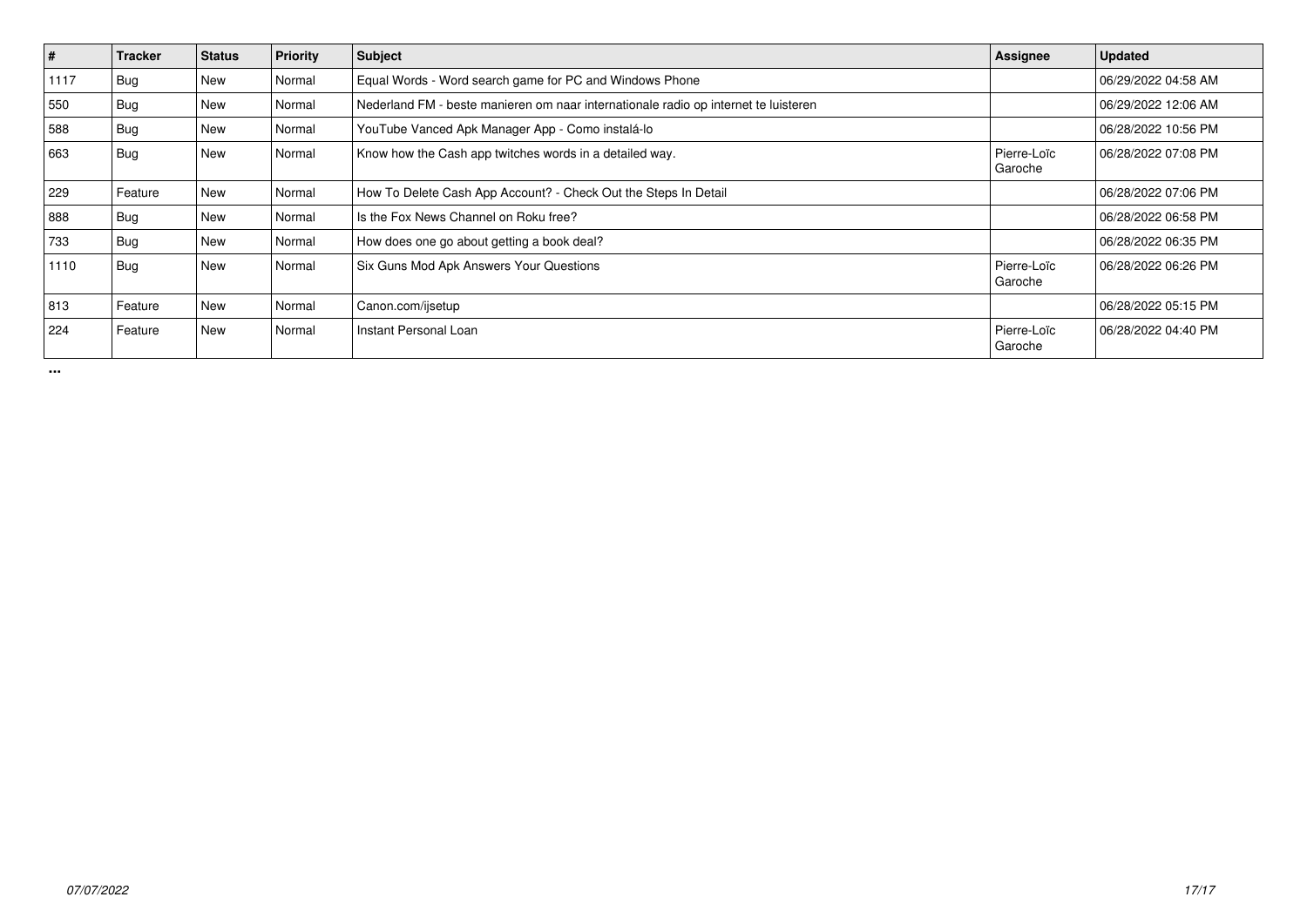| # | Tracker | Status | Priority | Subject | Assignee | Updated |
|---|---|---|---|---|---|---|
| 1117 | Bug | New | Normal | Equal Words - Word search game for PC and Windows Phone | | 06/29/2022 04:58 AM |
| 550 | Bug | New | Normal | Nederland FM - beste manieren om naar internationale radio op internet te luisteren | | 06/29/2022 12:06 AM |
| 588 | Bug | New | Normal | YouTube Vanced Apk Manager App - Como instalá-lo | | 06/28/2022 10:56 PM |
| 663 | Bug | New | Normal | Know how the Cash app twitches words in a detailed way. | Pierre-Loïc Garoche | 06/28/2022 07:08 PM |
| 229 | Feature | New | Normal | How To Delete Cash App Account? - Check Out the Steps In Detail | | 06/28/2022 07:06 PM |
| 888 | Bug | New | Normal | Is the Fox News Channel on Roku free? | | 06/28/2022 06:58 PM |
| 733 | Bug | New | Normal | How does one go about getting a book deal? | | 06/28/2022 06:35 PM |
| 1110 | Bug | New | Normal | Six Guns Mod Apk Answers Your Questions | Pierre-Loïc Garoche | 06/28/2022 06:26 PM |
| 813 | Feature | New | Normal | Canon.com/ijsetup | | 06/28/2022 05:15 PM |
| 224 | Feature | New | Normal | Instant Personal Loan | Pierre-Loïc Garoche | 06/28/2022 04:40 PM |

...